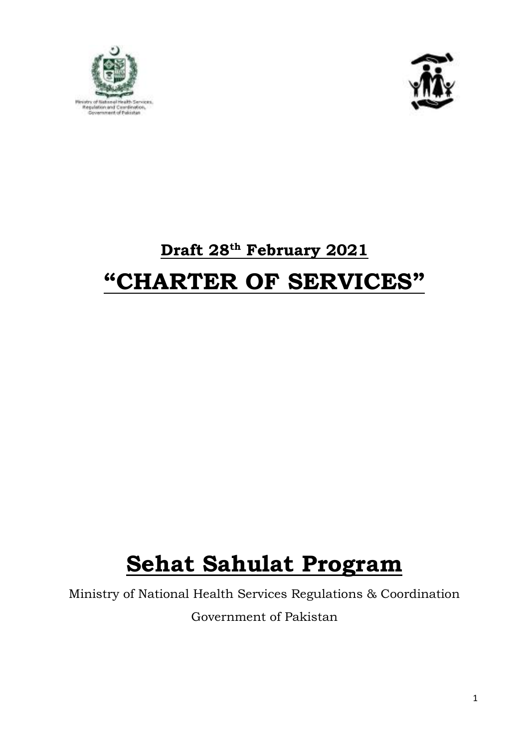Ministry of National Health Services, Regulation and Coordination, Government of Pakistan

# Draft 28th February 2021

# "CHARTER OF SERVICES"

# Sehat Sahulat Program

Ministry of National Health Services Regulations & Coordination

Government of Pakistan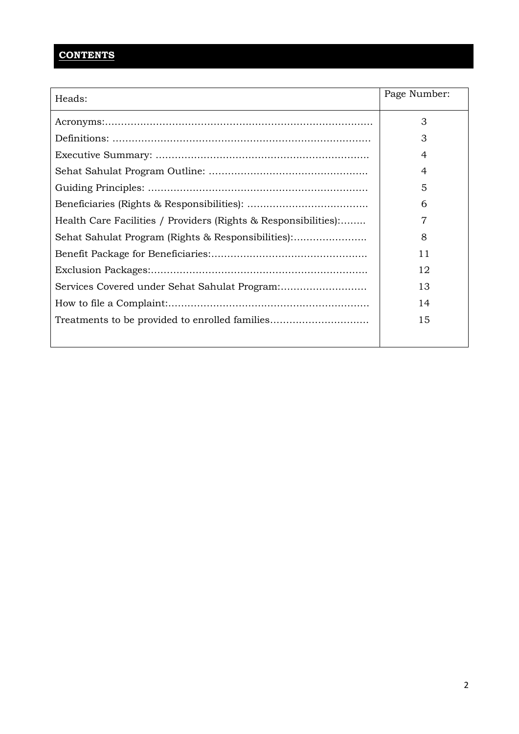## **CONTENTS**

| Heads: | Page Number: |
| --- | --- |
| Acronyms:………………………………………………………………………… | 3 |
| Definitions: ……………………………………………………………………… | 3 |
| Executive Summary: ………………………………………………………… | 4 |
| Sehat Sahulat Program Outline: ………………………………………… | 4 |
| Guiding Principles: …………………………………………………………… | 5 |
| Beneficiaries (Rights & Responsibilities): ……………………………… | 6 |
| Health Care Facilities / Providers (Rights & Responsibilities):……… | 7 |
| Sehat Sahulat Program (Rights & Responsibilities):………………… | 8 |
| Benefit Package for Beneficiaries:………………………………………… | 11 |
| Exclusion Packages:…………………………………………………………… | 12 |
| Services Covered under Sehat Sahulat Program:……………………… | 13 |
| How to file a Complaint:……………………………………………………… | 14 |
| Treatments to be provided to enrolled families………………………… | 15 |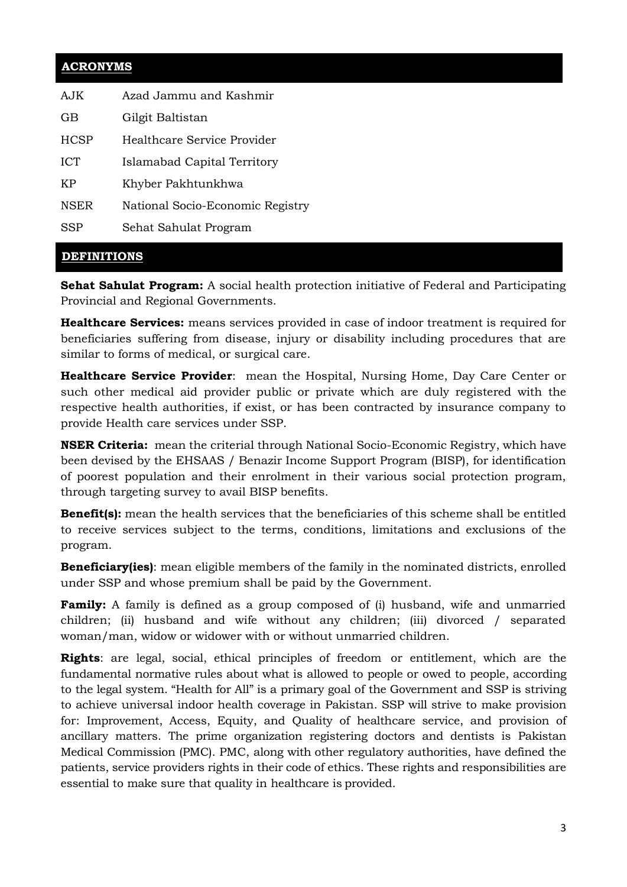## ACRONYMS

| | |
|---|---|
| AJK | Azad Jammu and Kashmir |
| GB | Gilgit Baltistan |
| HCSP | Healthcare Service Provider |
| ICT | Islamabad Capital Territory |
| KP | Khyber Pakhtunkhwa |
| NSER | National Socio-Economic Registry |
| SSP | Sehat Sahulat Program |

## DEFINITIONS

**Sehat Sahulat Program:** A social health protection initiative of Federal and Participating Provincial and Regional Governments.

**Healthcare Services:** means services provided in case of indoor treatment is required for beneficiaries suffering from disease, injury or disability including procedures that are similar to forms of medical, or surgical care.

**Healthcare Service Provider**: mean the Hospital, Nursing Home, Day Care Center or such other medical aid provider public or private which are duly registered with the respective health authorities, if exist, or has been contracted by insurance company to provide Health care services under SSP.

**NSER Criteria:** mean the criterial through National Socio-Economic Registry, which have been devised by the EHSAAS / Benazir Income Support Program (BISP), for identification of poorest population and their enrolment in their various social protection program, through targeting survey to avail BISP benefits.

**Benefit(s):** mean the health services that the beneficiaries of this scheme shall be entitled to receive services subject to the terms, conditions, limitations and exclusions of the program.

**Beneficiary(ies)**: mean eligible members of the family in the nominated districts, enrolled under SSP and whose premium shall be paid by the Government.

**Family:** A family is defined as a group composed of (i) husband, wife and unmarried children; (ii) husband and wife without any children; (iii) divorced / separated woman/man, widow or widower with or without unmarried children.

**Rights**: are legal, social, ethical principles of freedom or entitlement, which are the fundamental normative rules about what is allowed to people or owed to people, according to the legal system. "Health for All" is a primary goal of the Government and SSP is striving to achieve universal indoor health coverage in Pakistan. SSP will strive to make provision for: Improvement, Access, Equity, and Quality of healthcare service, and provision of ancillary matters. The prime organization registering doctors and dentists is Pakistan Medical Commission (PMC). PMC, along with other regulatory authorities, have defined the patients, service providers rights in their code of ethics. These rights and responsibilities are essential to make sure that quality in healthcare is provided.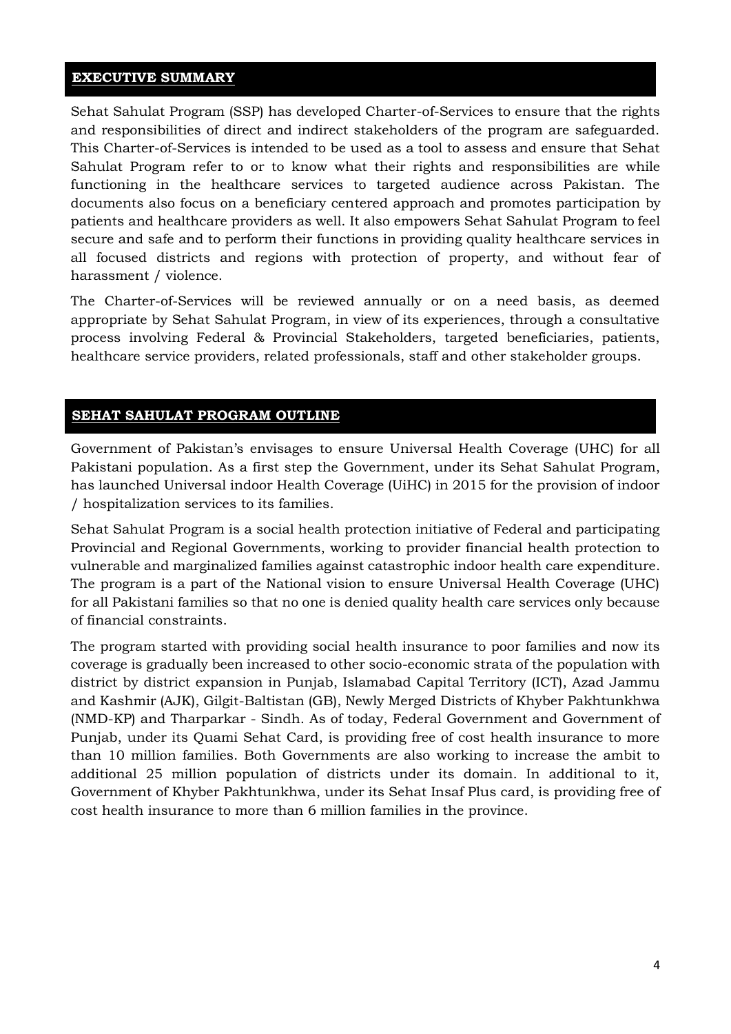## EXECUTIVE SUMMARY

Sehat Sahulat Program (SSP) has developed Charter-of-Services to ensure that the rights and responsibilities of direct and indirect stakeholders of the program are safeguarded. This Charter-of-Services is intended to be used as a tool to assess and ensure that Sehat Sahulat Program refer to or to know what their rights and responsibilities are while functioning in the healthcare services to targeted audience across Pakistan. The documents also focus on a beneficiary centered approach and promotes participation by patients and healthcare providers as well. It also empowers Sehat Sahulat Program to feel secure and safe and to perform their functions in providing quality healthcare services in all focused districts and regions with protection of property, and without fear of harassment / violence.

The Charter-of-Services will be reviewed annually or on a need basis, as deemed appropriate by Sehat Sahulat Program, in view of its experiences, through a consultative process involving Federal & Provincial Stakeholders, targeted beneficiaries, patients, healthcare service providers, related professionals, staff and other stakeholder groups.

## SEHAT SAHULAT PROGRAM OUTLINE

Government of Pakistan's envisages to ensure Universal Health Coverage (UHC) for all Pakistani population. As a first step the Government, under its Sehat Sahulat Program, has launched Universal indoor Health Coverage (UiHC) in 2015 for the provision of indoor / hospitalization services to its families.

Sehat Sahulat Program is a social health protection initiative of Federal and participating Provincial and Regional Governments, working to provider financial health protection to vulnerable and marginalized families against catastrophic indoor health care expenditure. The program is a part of the National vision to ensure Universal Health Coverage (UHC) for all Pakistani families so that no one is denied quality health care services only because of financial constraints.

The program started with providing social health insurance to poor families and now its coverage is gradually been increased to other socio-economic strata of the population with district by district expansion in Punjab, Islamabad Capital Territory (ICT), Azad Jammu and Kashmir (AJK), Gilgit-Baltistan (GB), Newly Merged Districts of Khyber Pakhtunkhwa (NMD-KP) and Tharparkar - Sindh. As of today, Federal Government and Government of Punjab, under its Quami Sehat Card, is providing free of cost health insurance to more than 10 million families. Both Governments are also working to increase the ambit to additional 25 million population of districts under its domain. In additional to it, Government of Khyber Pakhtunkhwa, under its Sehat Insaf Plus card, is providing free of cost health insurance to more than 6 million families in the province.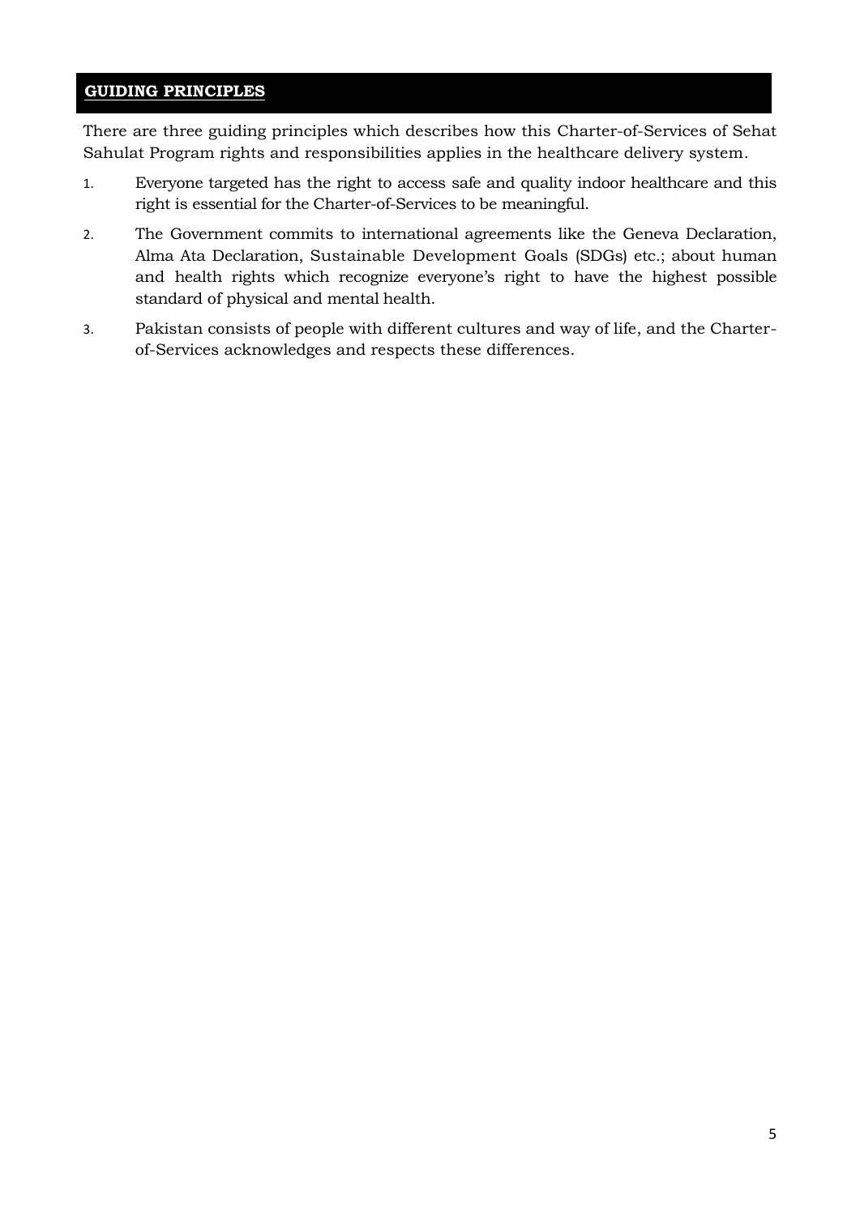## GUIDING PRINCIPLES

There are three guiding principles which describes how this Charter-of-Services of Sehat Sahulat Program rights and responsibilities applies in the healthcare delivery system.

1. Everyone targeted has the right to access safe and quality indoor healthcare and this right is essential for the Charter-of-Services to be meaningful.
2. The Government commits to international agreements like the Geneva Declaration, Alma Ata Declaration, Sustainable Development Goals (SDGs) etc.; about human and health rights which recognize everyone's right to have the highest possible standard of physical and mental health.
3. Pakistan consists of people with different cultures and way of life, and the Charter-of-Services acknowledges and respects these differences.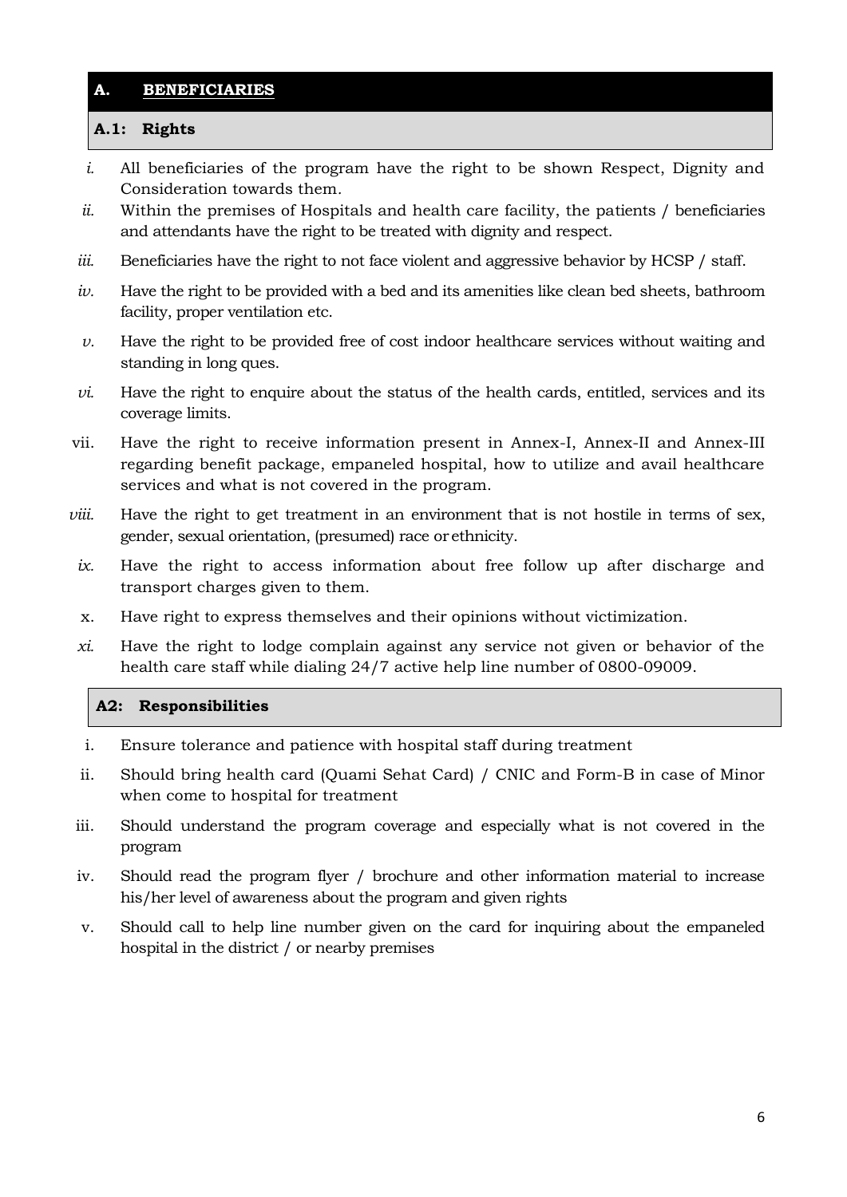## A. BENEFICIARIES

### A.1: Rights

- *i.* All beneficiaries of the program have the right to be shown Respect, Dignity and Consideration towards them.
- *ii.* Within the premises of Hospitals and health care facility, the patients / beneficiaries and attendants have the right to be treated with dignity and respect.
- *iii.* Beneficiaries have the right to not face violent and aggressive behavior by HCSP / staff.
- *iv.* Have the right to be provided with a bed and its amenities like clean bed sheets, bathroom facility, proper ventilation etc.
- *v.* Have the right to be provided free of cost indoor healthcare services without waiting and standing in long ques.
- *vi.* Have the right to enquire about the status of the health cards, entitled, services and its coverage limits.
- vii. Have the right to receive information present in Annex-I, Annex-II and Annex-III regarding benefit package, empaneled hospital, how to utilize and avail healthcare services and what is not covered in the program.
- *viii.* Have the right to get treatment in an environment that is not hostile in terms of sex, gender, sexual orientation, (presumed) race or ethnicity.
- *ix.* Have the right to access information about free follow up after discharge and transport charges given to them.
- x. Have right to express themselves and their opinions without victimization.
- *xi.* Have the right to lodge complain against any service not given or behavior of the health care staff while dialing 24/7 active help line number of 0800-09009.

### A2: Responsibilities

- i. Ensure tolerance and patience with hospital staff during treatment
- ii. Should bring health card (Quami Sehat Card) / CNIC and Form-B in case of Minor when come to hospital for treatment
- iii. Should understand the program coverage and especially what is not covered in the program
- iv. Should read the program flyer / brochure and other information material to increase his/her level of awareness about the program and given rights
- v. Should call to help line number given on the card for inquiring about the empaneled hospital in the district / or nearby premises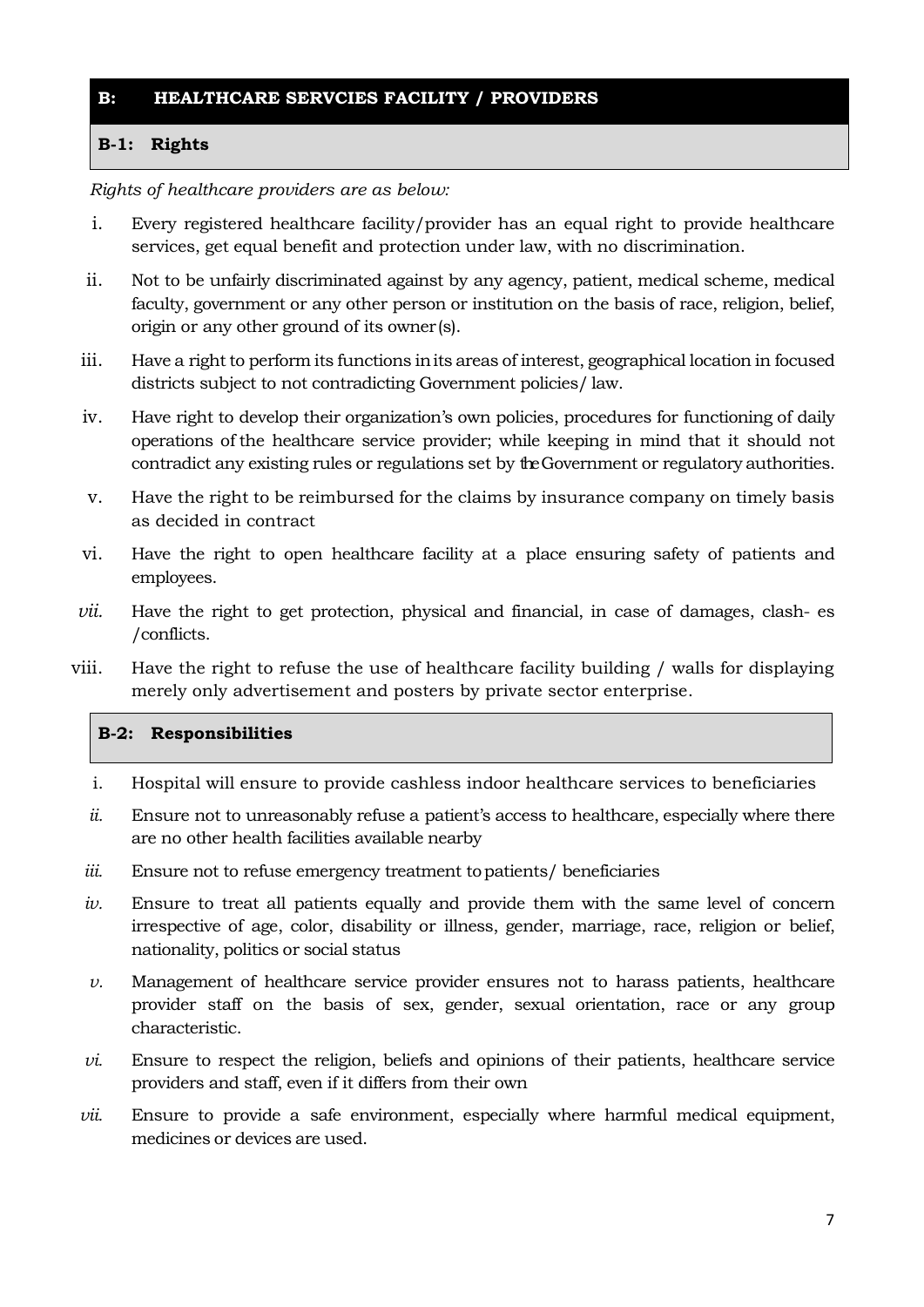## B: HEALTHCARE SERVCIES FACILITY / PROVIDERS

### B-1: Rights

*Rights of healthcare providers are as below:*

i. Every registered healthcare facility/provider has an equal right to provide healthcare services, get equal benefit and protection under law, with no discrimination.

ii. Not to be unfairly discriminated against by any agency, patient, medical scheme, medical faculty, government or any other person or institution on the basis of race, religion, belief, origin or any other ground of its owner(s).

iii. Have a right to perform its functions in its areas of interest, geographical location in focused districts subject to not contradicting Government policies/ law.

iv. Have right to develop their organization's own policies, procedures for functioning of daily operations of the healthcare service provider; while keeping in mind that it should not contradict any existing rules or regulations set by the Government or regulatory authorities.

v. Have the right to be reimbursed for the claims by insurance company on timely basis as decided in contract

vi. Have the right to open healthcare facility at a place ensuring safety of patients and employees.

*vii.* Have the right to get protection, physical and financial, in case of damages, clash- es /conflicts.

viii. Have the right to refuse the use of healthcare facility building / walls for displaying merely only advertisement and posters by private sector enterprise.

### B-2: Responsibilities

i. Hospital will ensure to provide cashless indoor healthcare services to beneficiaries

*ii.* Ensure not to unreasonably refuse a patient's access to healthcare, especially where there are no other health facilities available nearby

*iii.* Ensure not to refuse emergency treatment to patients/ beneficiaries

*iv.* Ensure to treat all patients equally and provide them with the same level of concern irrespective of age, color, disability or illness, gender, marriage, race, religion or belief, nationality, politics or social status

*v.* Management of healthcare service provider ensures not to harass patients, healthcare provider staff on the basis of sex, gender, sexual orientation, race or any group characteristic.

*vi.* Ensure to respect the religion, beliefs and opinions of their patients, healthcare service providers and staff, even if it differs from their own

*vii.* Ensure to provide a safe environment, especially where harmful medical equipment, medicines or devices are used.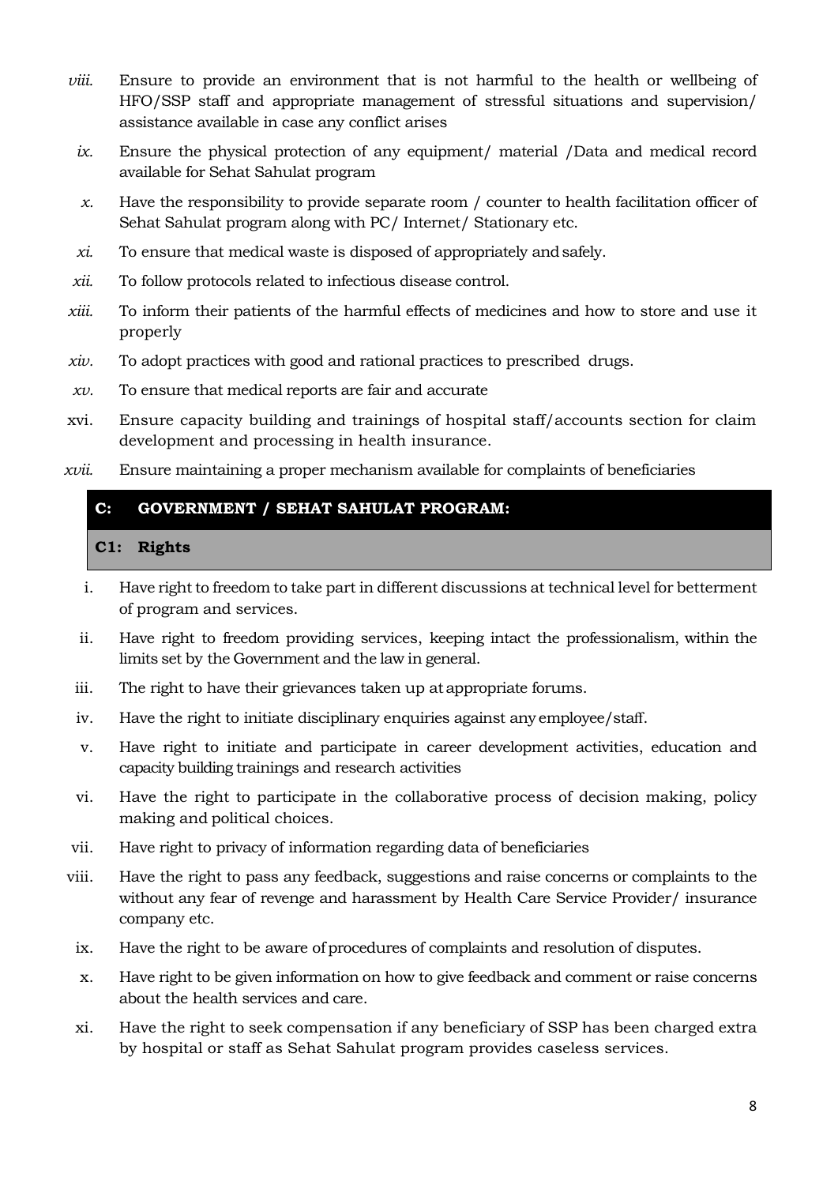viii. Ensure to provide an environment that is not harmful to the health or wellbeing of HFO/SSP staff and appropriate management of stressful situations and supervision/ assistance available in case any conflict arises

ix. Ensure the physical protection of any equipment/ material /Data and medical record available for Sehat Sahulat program

x. Have the responsibility to provide separate room / counter to health facilitation officer of Sehat Sahulat program along with PC/ Internet/ Stationary etc.

xi. To ensure that medical waste is disposed of appropriately and safely.

xii. To follow protocols related to infectious disease control.

xiii. To inform their patients of the harmful effects of medicines and how to store and use it properly

xiv. To adopt practices with good and rational practices to prescribed drugs.

xv. To ensure that medical reports are fair and accurate

xvi. Ensure capacity building and trainings of hospital staff/accounts section for claim development and processing in health insurance.

xvii. Ensure maintaining a proper mechanism available for complaints of beneficiaries

## C: GOVERNMENT / SEHAT SAHULAT PROGRAM:

### C1: Rights

i. Have right to freedom to take part in different discussions at technical level for betterment of program and services.

ii. Have right to freedom providing services, keeping intact the professionalism, within the limits set by the Government and the law in general.

iii. The right to have their grievances taken up at appropriate forums.

iv. Have the right to initiate disciplinary enquiries against any employee/staff.

v. Have right to initiate and participate in career development activities, education and capacity building trainings and research activities

vi. Have the right to participate in the collaborative process of decision making, policy making and political choices.

vii. Have right to privacy of information regarding data of beneficiaries

viii. Have the right to pass any feedback, suggestions and raise concerns or complaints to the without any fear of revenge and harassment by Health Care Service Provider/ insurance company etc.

ix. Have the right to be aware of procedures of complaints and resolution of disputes.

x. Have right to be given information on how to give feedback and comment or raise concerns about the health services and care.

xi. Have the right to seek compensation if any beneficiary of SSP has been charged extra by hospital or staff as Sehat Sahulat program provides caseless services.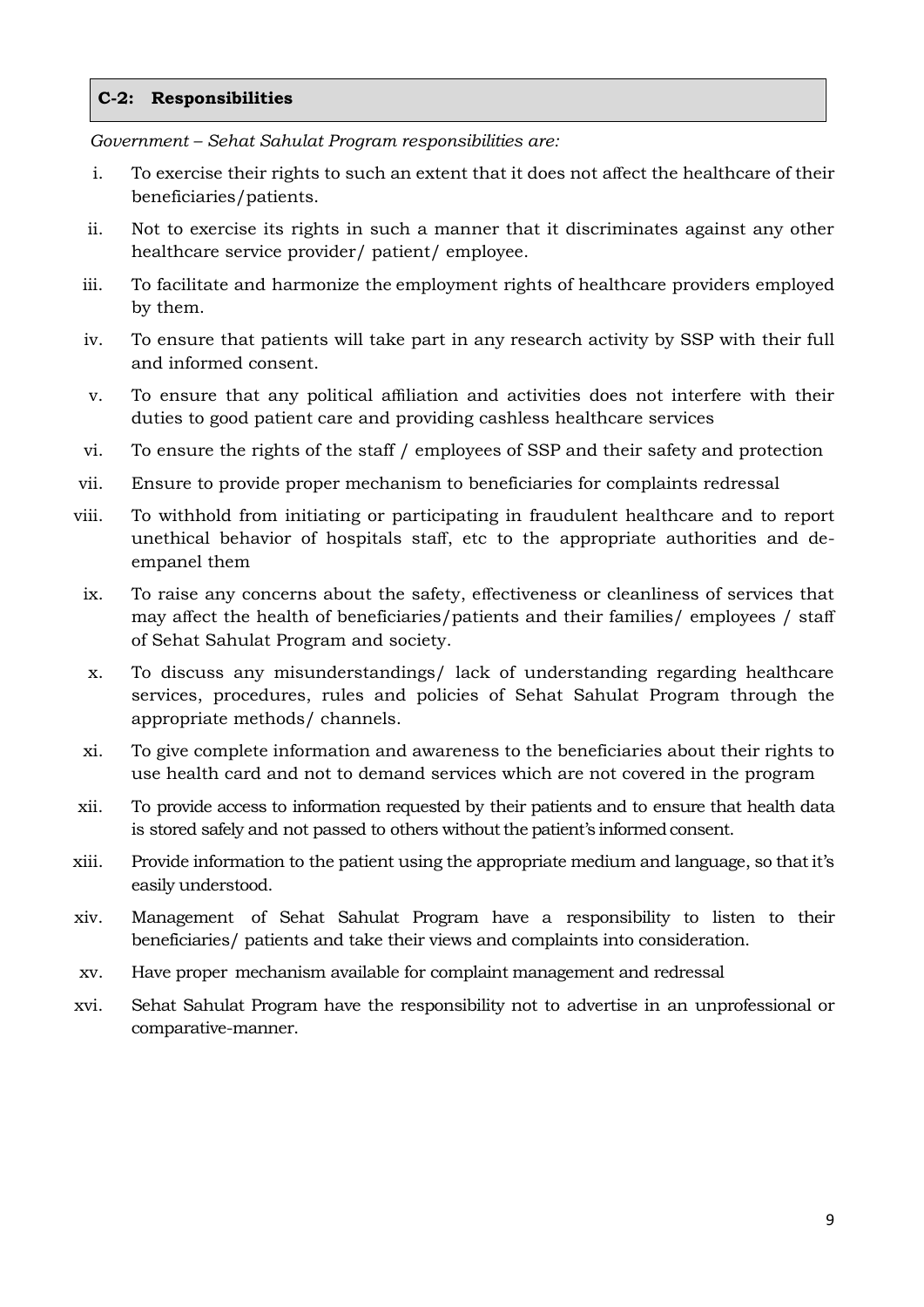## C-2: Responsibilities

*Government – Sehat Sahulat Program responsibilities are:*

i. To exercise their rights to such an extent that it does not affect the healthcare of their beneficiaries/patients.

ii. Not to exercise its rights in such a manner that it discriminates against any other healthcare service provider/ patient/ employee.

iii. To facilitate and harmonize the employment rights of healthcare providers employed by them.

iv. To ensure that patients will take part in any research activity by SSP with their full and informed consent.

v. To ensure that any political affiliation and activities does not interfere with their duties to good patient care and providing cashless healthcare services

vi. To ensure the rights of the staff / employees of SSP and their safety and protection

vii. Ensure to provide proper mechanism to beneficiaries for complaints redressal

viii. To withhold from initiating or participating in fraudulent healthcare and to report unethical behavior of hospitals staff, etc to the appropriate authorities and de-empanel them

ix. To raise any concerns about the safety, effectiveness or cleanliness of services that may affect the health of beneficiaries/patients and their families/ employees / staff of Sehat Sahulat Program and society.

x. To discuss any misunderstandings/ lack of understanding regarding healthcare services, procedures, rules and policies of Sehat Sahulat Program through the appropriate methods/ channels.

xi. To give complete information and awareness to the beneficiaries about their rights to use health card and not to demand services which are not covered in the program

xii. To provide access to information requested by their patients and to ensure that health data is stored safely and not passed to others without the patient's informed consent.

xiii. Provide information to the patient using the appropriate medium and language, so that it's easily understood.

xiv. Management of Sehat Sahulat Program have a responsibility to listen to their beneficiaries/ patients and take their views and complaints into consideration.

xv. Have proper mechanism available for complaint management and redressal

xvi. Sehat Sahulat Program have the responsibility not to advertise in an unprofessional or comparative-manner.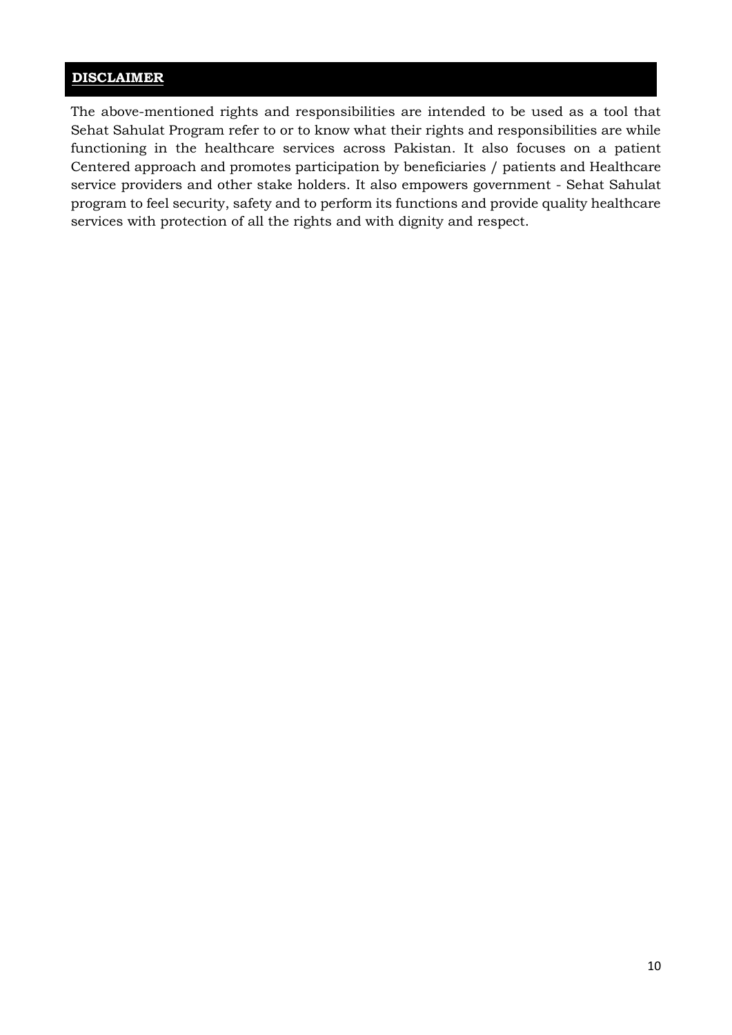## **DISCLAIMER**

The above-mentioned rights and responsibilities are intended to be used as a tool that Sehat Sahulat Program refer to or to know what their rights and responsibilities are while functioning in the healthcare services across Pakistan. It also focuses on a patient Centered approach and promotes participation by beneficiaries / patients and Healthcare service providers and other stake holders. It also empowers government - Sehat Sahulat program to feel security, safety and to perform its functions and provide quality healthcare services with protection of all the rights and with dignity and respect.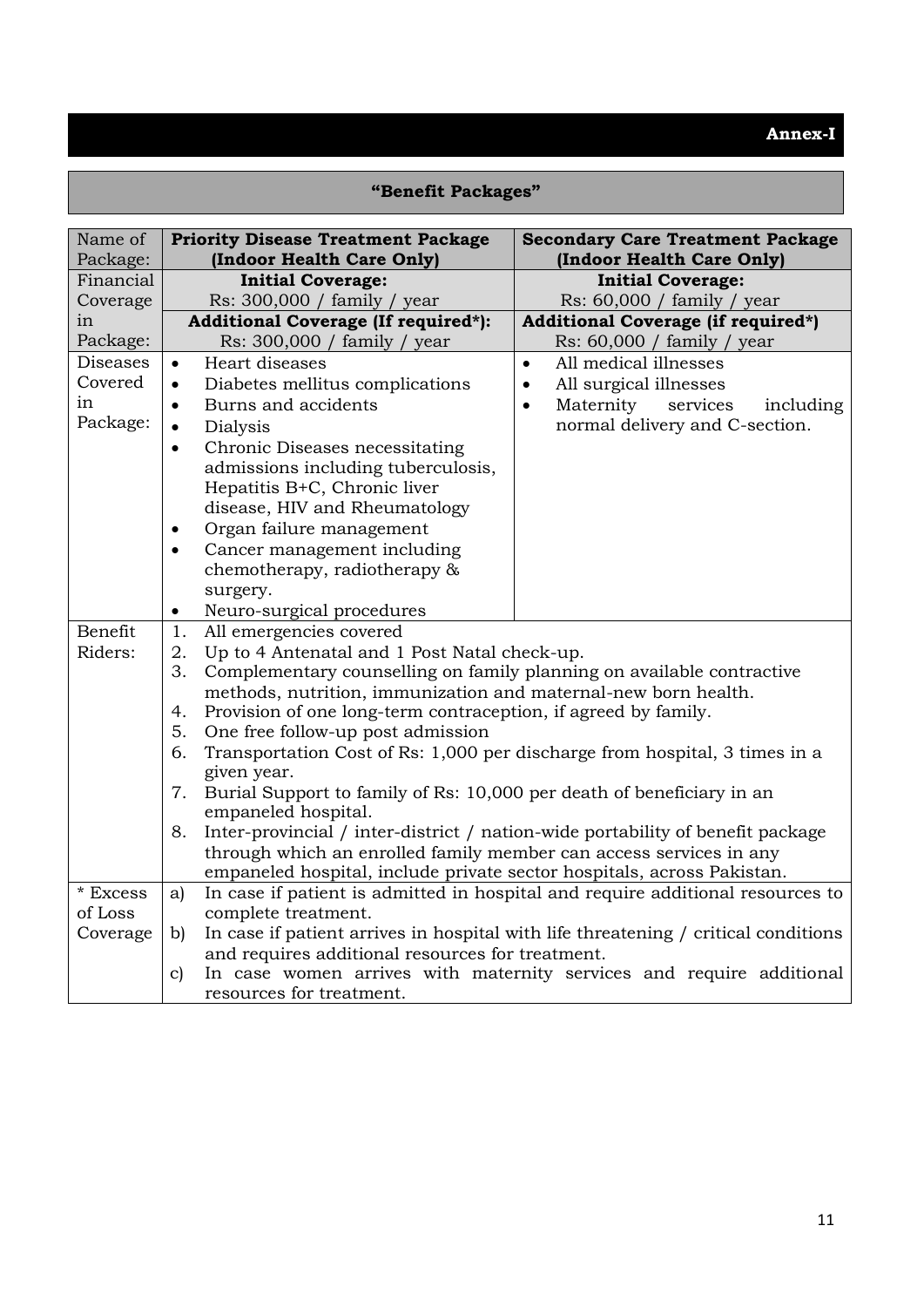**Annex-I**

## "Benefit Packages"

| Name of Package: | **Priority Disease Treatment Package (Indoor Health Care Only)** | **Secondary Care Treatment Package (Indoor Health Care Only)** |
|---|---|---|
| Financial Coverage in Package: | **Initial Coverage:**<br>Rs: 300,000 / family / year<br>**Additional Coverage (If required*):**<br>Rs: 300,000 / family / year | **Initial Coverage:**<br>Rs: 60,000 / family / year<br>**Additional Coverage (if required*)**<br>Rs: 60,000 / family / year |
| Diseases Covered in Package: | • Heart diseases<br>• Diabetes mellitus complications<br>• Burns and accidents<br>• Dialysis<br>• Chronic Diseases necessitating admissions including tuberculosis, Hepatitis B+C, Chronic liver disease, HIV and Rheumatology<br>• Organ failure management<br>• Cancer management including chemotherapy, radiotherapy & surgery.<br>• Neuro-surgical procedures | • All medical illnesses<br>• All surgical illnesses<br>• Maternity services including normal delivery and C-section. |
| Benefit Riders: | 1. All emergencies covered<br>2. Up to 4 Antenatal and 1 Post Natal check-up.<br>3. Complementary counselling on family planning on available contractive methods, nutrition, immunization and maternal-new born health.<br>4. Provision of one long-term contraception, if agreed by family.<br>5. One free follow-up post admission<br>6. Transportation Cost of Rs: 1,000 per discharge from hospital, 3 times in a given year.<br>7. Burial Support to family of Rs: 10,000 per death of beneficiary in an empaneled hospital.<br>8. Inter-provincial / inter-district / nation-wide portability of benefit package through which an enrolled family member can access services in any empaneled hospital, include private sector hospitals, across Pakistan. | |
| * Excess of Loss Coverage | a) In case if patient is admitted in hospital and require additional resources to complete treatment.<br>b) In case if patient arrives in hospital with life threatening / critical conditions and requires additional resources for treatment.<br>c) In case women arrives with maternity services and require additional resources for treatment. | |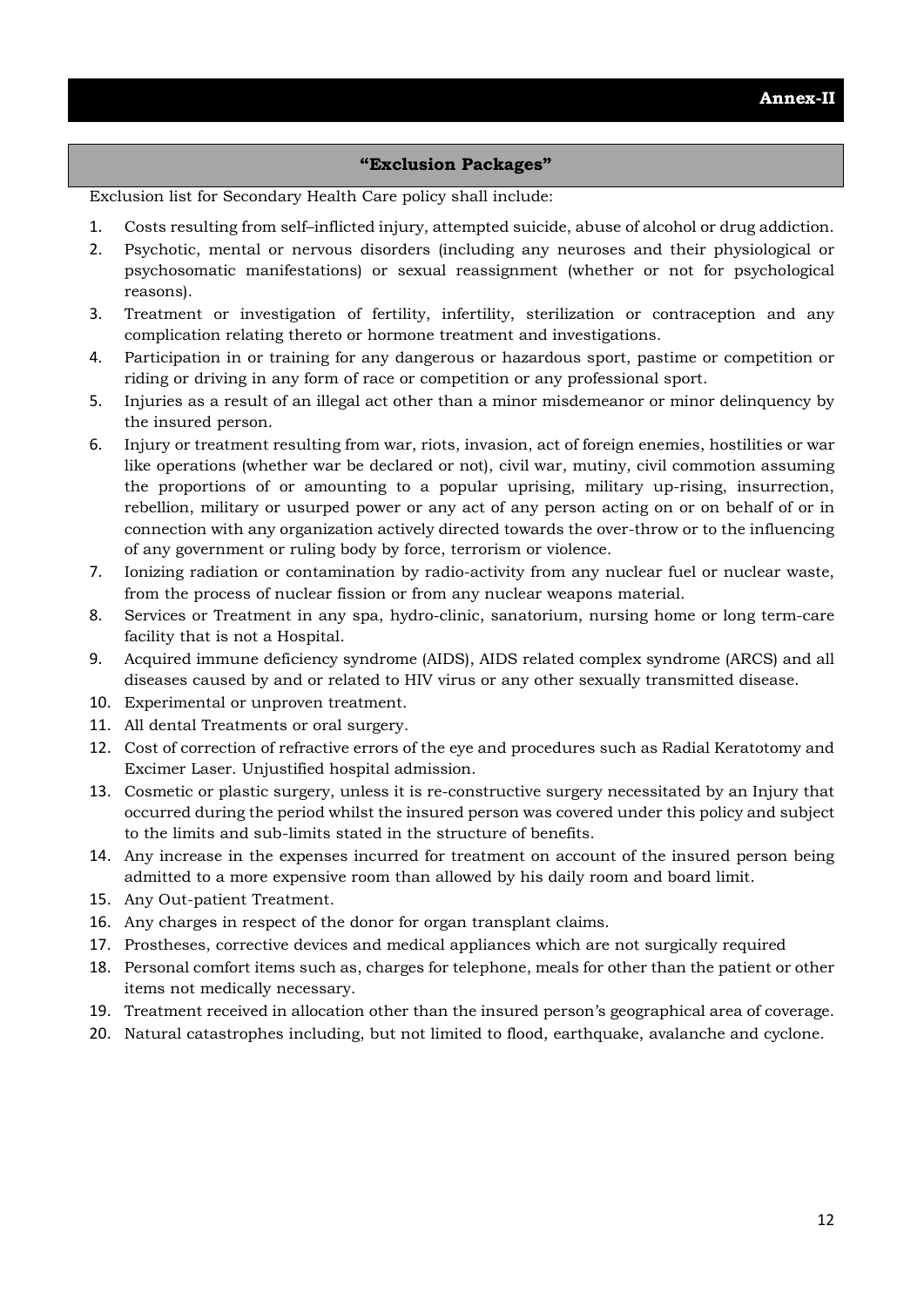**Annex-II**

## "Exclusion Packages"

Exclusion list for Secondary Health Care policy shall include:

1. Costs resulting from self–inflicted injury, attempted suicide, abuse of alcohol or drug addiction.
2. Psychotic, mental or nervous disorders (including any neuroses and their physiological or psychosomatic manifestations) or sexual reassignment (whether or not for psychological reasons).
3. Treatment or investigation of fertility, infertility, sterilization or contraception and any complication relating thereto or hormone treatment and investigations.
4. Participation in or training for any dangerous or hazardous sport, pastime or competition or riding or driving in any form of race or competition or any professional sport.
5. Injuries as a result of an illegal act other than a minor misdemeanor or minor delinquency by the insured person.
6. Injury or treatment resulting from war, riots, invasion, act of foreign enemies, hostilities or war like operations (whether war be declared or not), civil war, mutiny, civil commotion assuming the proportions of or amounting to a popular uprising, military up-rising, insurrection, rebellion, military or usurped power or any act of any person acting on or on behalf of or in connection with any organization actively directed towards the over-throw or to the influencing of any government or ruling body by force, terrorism or violence.
7. Ionizing radiation or contamination by radio-activity from any nuclear fuel or nuclear waste, from the process of nuclear fission or from any nuclear weapons material.
8. Services or Treatment in any spa, hydro-clinic, sanatorium, nursing home or long term-care facility that is not a Hospital.
9. Acquired immune deficiency syndrome (AIDS), AIDS related complex syndrome (ARCS) and all diseases caused by and or related to HIV virus or any other sexually transmitted disease.
10. Experimental or unproven treatment.
11. All dental Treatments or oral surgery.
12. Cost of correction of refractive errors of the eye and procedures such as Radial Keratotomy and Excimer Laser. Unjustified hospital admission.
13. Cosmetic or plastic surgery, unless it is re-constructive surgery necessitated by an Injury that occurred during the period whilst the insured person was covered under this policy and subject to the limits and sub-limits stated in the structure of benefits.
14. Any increase in the expenses incurred for treatment on account of the insured person being admitted to a more expensive room than allowed by his daily room and board limit.
15. Any Out-patient Treatment.
16. Any charges in respect of the donor for organ transplant claims.
17. Prostheses, corrective devices and medical appliances which are not surgically required
18. Personal comfort items such as, charges for telephone, meals for other than the patient or other items not medically necessary.
19. Treatment received in allocation other than the insured person's geographical area of coverage.
20. Natural catastrophes including, but not limited to flood, earthquake, avalanche and cyclone.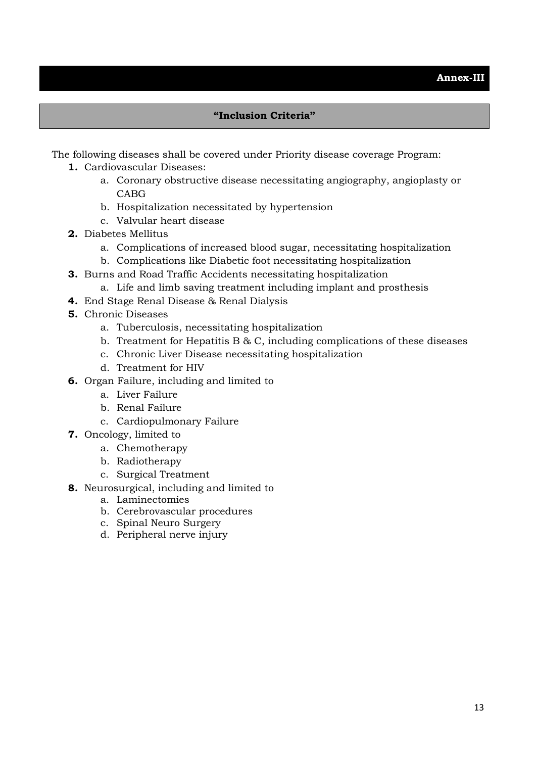**Annex-III**

## "Inclusion Criteria"

The following diseases shall be covered under Priority disease coverage Program:

1. Cardiovascular Diseases:
    a. Coronary obstructive disease necessitating angiography, angioplasty or CABG
    b. Hospitalization necessitated by hypertension
    c. Valvular heart disease
2. Diabetes Mellitus
    a. Complications of increased blood sugar, necessitating hospitalization
    b. Complications like Diabetic foot necessitating hospitalization
3. Burns and Road Traffic Accidents necessitating hospitalization
    a. Life and limb saving treatment including implant and prosthesis
4. End Stage Renal Disease & Renal Dialysis
5. Chronic Diseases
    a. Tuberculosis, necessitating hospitalization
    b. Treatment for Hepatitis B & C, including complications of these diseases
    c. Chronic Liver Disease necessitating hospitalization
    d. Treatment for HIV
6. Organ Failure, including and limited to
    a. Liver Failure
    b. Renal Failure
    c. Cardiopulmonary Failure
7. Oncology, limited to
    a. Chemotherapy
    b. Radiotherapy
    c. Surgical Treatment
8. Neurosurgical, including and limited to
    a. Laminectomies
    b. Cerebrovascular procedures
    c. Spinal Neuro Surgery
    d. Peripheral nerve injury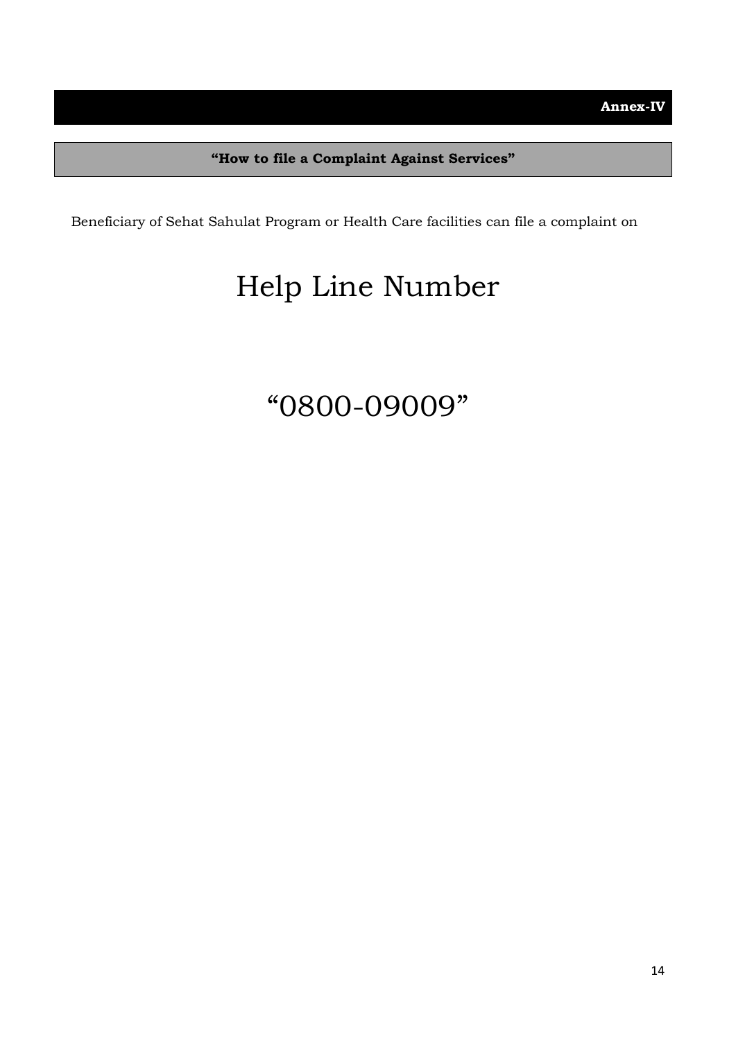**Annex-IV**

## "How to file a Complaint Against Services"

Beneficiary of Sehat Sahulat Program or Health Care facilities can file a complaint on

# Help Line Number

# "0800-09009"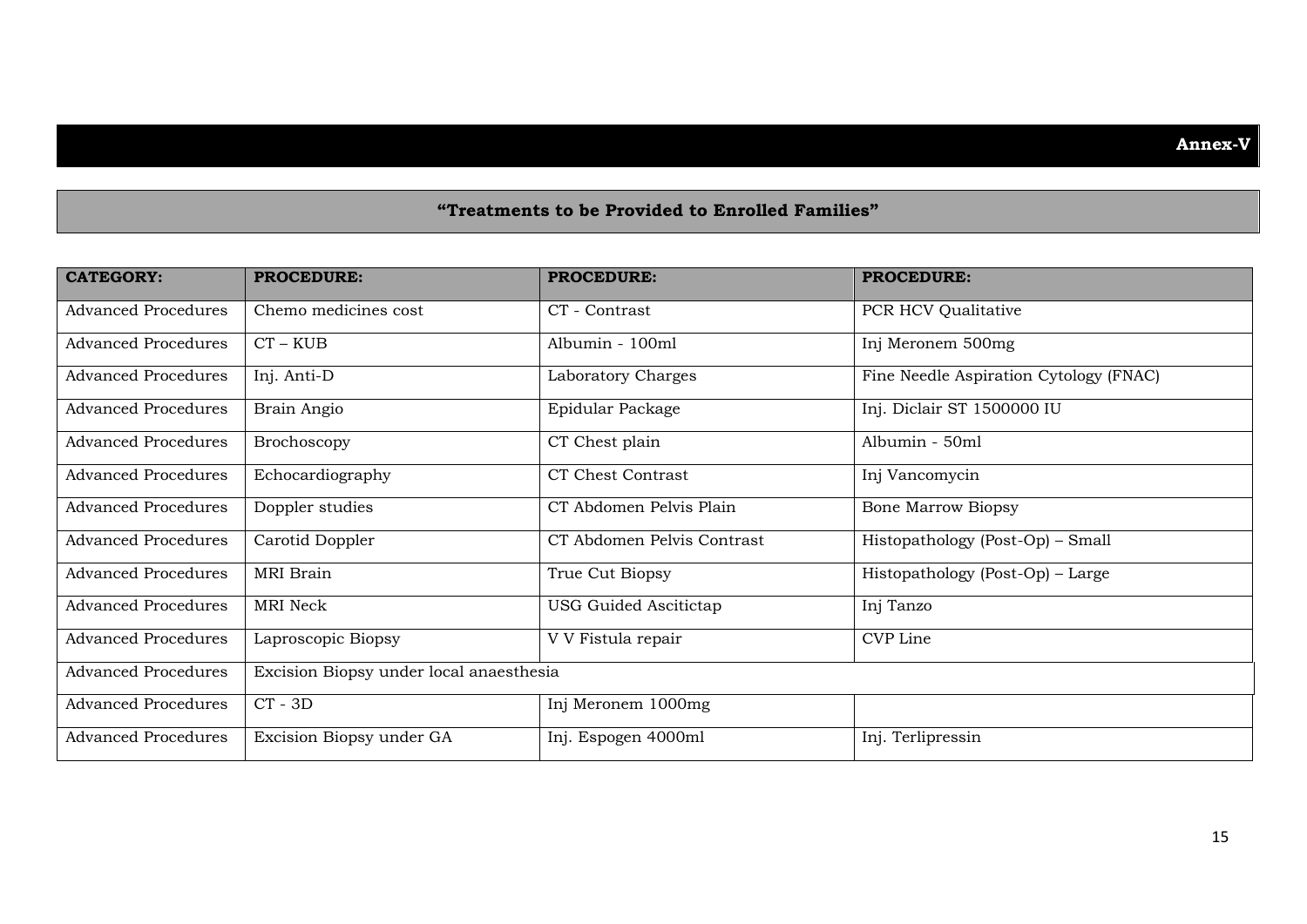**Annex-V**

## "Treatments to be Provided to Enrolled Families"

| CATEGORY: | PROCEDURE: | PROCEDURE: | PROCEDURE: |
|---|---|---|---|
| Advanced Procedures | Chemo medicines cost | CT - Contrast | PCR HCV Qualitative |
| Advanced Procedures | CT – KUB | Albumin - 100ml | Inj Meronem 500mg |
| Advanced Procedures | Inj. Anti-D | Laboratory Charges | Fine Needle Aspiration Cytology (FNAC) |
| Advanced Procedures | Brain Angio | Epidular Package | Inj. Diclair ST 1500000 IU |
| Advanced Procedures | Brochoscopy | CT Chest plain | Albumin - 50ml |
| Advanced Procedures | Echocardiography | CT Chest Contrast | Inj Vancomycin |
| Advanced Procedures | Doppler studies | CT Abdomen Pelvis Plain | Bone Marrow Biopsy |
| Advanced Procedures | Carotid Doppler | CT Abdomen Pelvis Contrast | Histopathology (Post-Op) – Small |
| Advanced Procedures | MRI Brain | True Cut Biopsy | Histopathology (Post-Op) – Large |
| Advanced Procedures | MRI Neck | USG Guided Ascitictap | Inj Tanzo |
| Advanced Procedures | Laproscopic Biopsy | V V Fistula repair | CVP Line |
| Advanced Procedures | Excision Biopsy under local anaesthesia | | |
| Advanced Procedures | CT - 3D | Inj Meronem 1000mg | |
| Advanced Procedures | Excision Biopsy under GA | Inj. Espogen 4000ml | Inj. Terlipressin |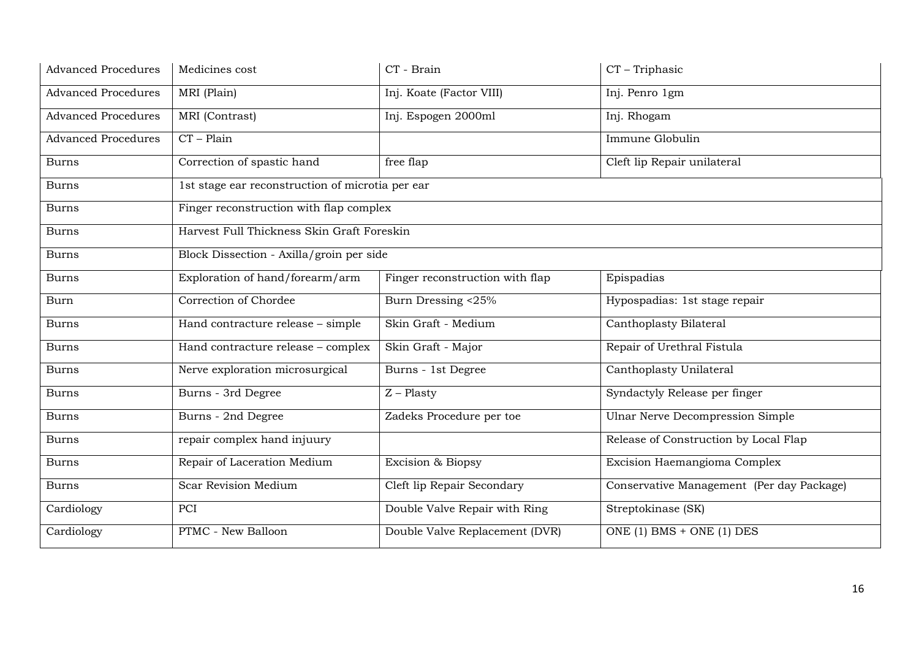| Advanced Procedures | Medicines cost | CT - Brain | CT – Triphasic |
|---|---|---|---|
| Advanced Procedures | MRI (Plain) | Inj. Koate (Factor VIII) | Inj. Penro 1gm |
| Advanced Procedures | MRI (Contrast) | Inj. Espogen 2000ml | Inj. Rhogam |
| Advanced Procedures | CT – Plain | | Immune Globulin |
| Burns | Correction of spastic hand | free flap | Cleft lip Repair unilateral |
| Burns | 1st stage ear reconstruction of microtia per ear | | |
| Burns | Finger reconstruction with flap complex | | |
| Burns | Harvest Full Thickness Skin Graft Foreskin | | |
| Burns | Block Dissection - Axilla/groin per side | | |
| Burns | Exploration of hand/forearm/arm | Finger reconstruction with flap | Epispadias |
| Burn | Correction of Chordee | Burn Dressing <25% | Hypospadias: 1st stage repair |
| Burns | Hand contracture release – simple | Skin Graft - Medium | Canthoplasty Bilateral |
| Burns | Hand contracture release – complex | Skin Graft - Major | Repair of Urethral Fistula |
| Burns | Nerve exploration microsurgical | Burns - 1st Degree | Canthoplasty Unilateral |
| Burns | Burns - 3rd Degree | Z – Plasty | Syndactyly Release per finger |
| Burns | Burns - 2nd Degree | Zadeks Procedure per toe | Ulnar Nerve Decompression Simple |
| Burns | repair complex hand injuury | | Release of Construction by Local Flap |
| Burns | Repair of Laceration Medium | Excision & Biopsy | Excision Haemangioma Complex |
| Burns | Scar Revision Medium | Cleft lip Repair Secondary | Conservative Management (Per day Package) |
| Cardiology | PCI | Double Valve Repair with Ring | Streptokinase (SK) |
| Cardiology | PTMC - New Balloon | Double Valve Replacement (DVR) | ONE (1) BMS + ONE (1) DES |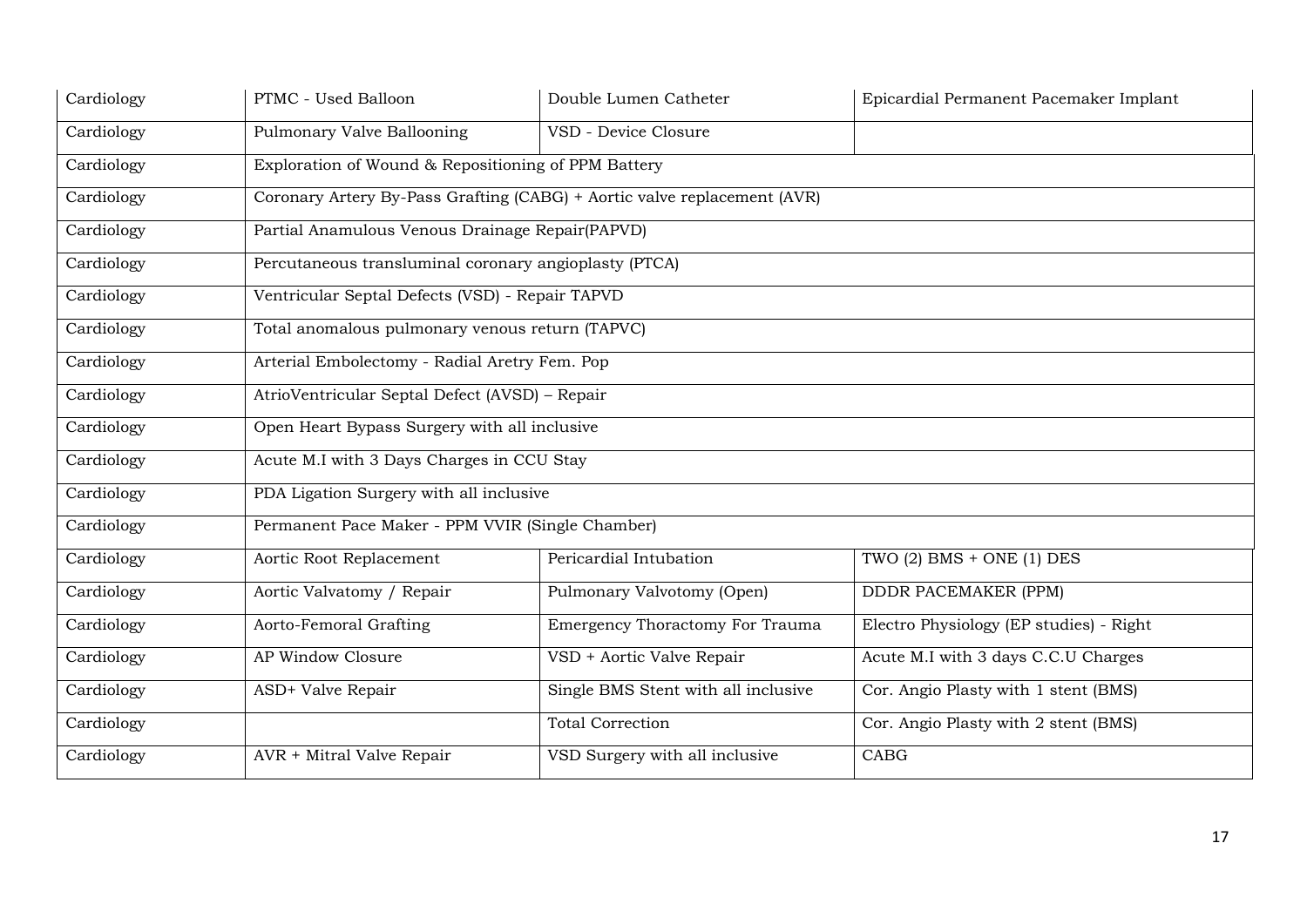| Cardiology | PTMC - Used Balloon | Double Lumen Catheter | Epicardial Permanent Pacemaker Implant |
|---|---|---|---|
| Cardiology | Pulmonary Valve Ballooning | VSD - Device Closure | |
| Cardiology | Exploration of Wound & Repositioning of PPM Battery | | |
| Cardiology | Coronary Artery By-Pass Grafting (CABG) + Aortic valve replacement (AVR) | | |
| Cardiology | Partial Anamulous Venous Drainage Repair(PAPVD) | | |
| Cardiology | Percutaneous transluminal coronary angioplasty (PTCA) | | |
| Cardiology | Ventricular Septal Defects (VSD) - Repair TAPVD | | |
| Cardiology | Total anomalous pulmonary venous return (TAPVC) | | |
| Cardiology | Arterial Embolectomy - Radial Aretry Fem. Pop | | |
| Cardiology | AtrioVentricular Septal Defect (AVSD) – Repair | | |
| Cardiology | Open Heart Bypass Surgery with all inclusive | | |
| Cardiology | Acute M.I with 3 Days Charges in CCU Stay | | |
| Cardiology | PDA Ligation Surgery with all inclusive | | |
| Cardiology | Permanent Pace Maker - PPM VVIR (Single Chamber) | | |
| Cardiology | Aortic Root Replacement | Pericardial Intubation | TWO (2) BMS + ONE (1) DES |
| Cardiology | Aortic Valvatomy / Repair | Pulmonary Valvotomy (Open) | DDDR PACEMAKER (PPM) |
| Cardiology | Aorto-Femoral Grafting | Emergency Thoractomy For Trauma | Electro Physiology (EP studies) - Right |
| Cardiology | AP Window Closure | VSD + Aortic Valve Repair | Acute M.I with 3 days C.C.U Charges |
| Cardiology | ASD+ Valve Repair | Single BMS Stent with all inclusive | Cor. Angio Plasty with 1 stent (BMS) |
| Cardiology | | Total Correction | Cor. Angio Plasty with 2 stent (BMS) |
| Cardiology | AVR + Mitral Valve Repair | VSD Surgery with all inclusive | CABG |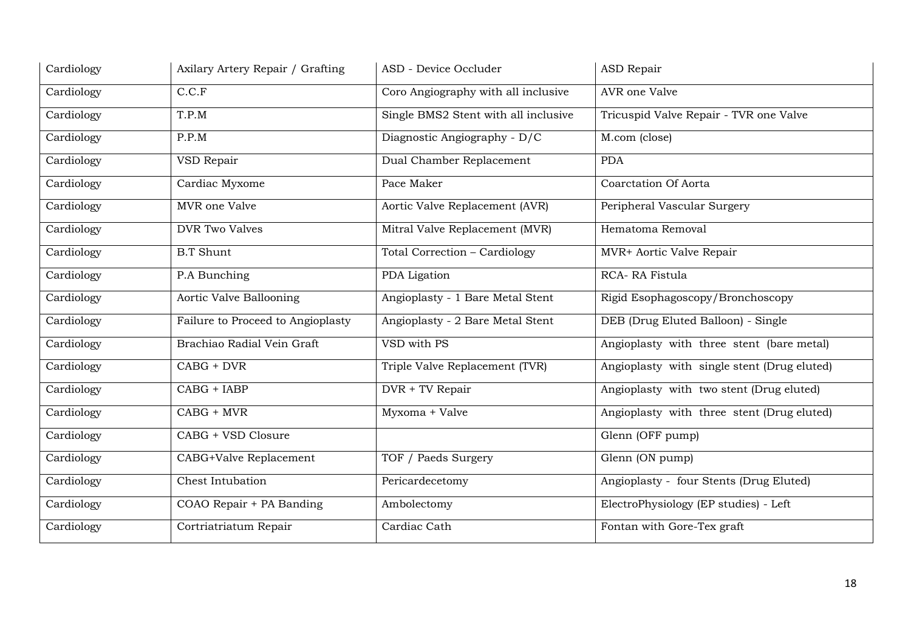| Cardiology | Axilary Artery Repair / Grafting | ASD - Device Occluder | ASD Repair |
|---|---|---|---|
| Cardiology | C.C.F | Coro Angiography with all inclusive | AVR one Valve |
| Cardiology | T.P.M | Single BMS2 Stent with all inclusive | Tricuspid Valve Repair - TVR one Valve |
| Cardiology | P.P.M | Diagnostic Angiography - D/C | M.com (close) |
| Cardiology | VSD Repair | Dual Chamber Replacement | PDA |
| Cardiology | Cardiac Myxome | Pace Maker | Coarctation Of Aorta |
| Cardiology | MVR one Valve | Aortic Valve Replacement (AVR) | Peripheral Vascular Surgery |
| Cardiology | DVR Two Valves | Mitral Valve Replacement (MVR) | Hematoma Removal |
| Cardiology | B.T Shunt | Total Correction – Cardiology | MVR+ Aortic Valve Repair |
| Cardiology | P.A Bunching | PDA Ligation | RCA- RA Fistula |
| Cardiology | Aortic Valve Ballooning | Angioplasty - 1 Bare Metal Stent | Rigid Esophagoscopy/Bronchoscopy |
| Cardiology | Failure to Proceed to Angioplasty | Angioplasty - 2 Bare Metal Stent | DEB (Drug Eluted Balloon) - Single |
| Cardiology | Brachiao Radial Vein Graft | VSD with PS | Angioplasty with three stent (bare metal) |
| Cardiology | CABG + DVR | Triple Valve Replacement (TVR) | Angioplasty with single stent (Drug eluted) |
| Cardiology | CABG + IABP | DVR + TV Repair | Angioplasty with two stent (Drug eluted) |
| Cardiology | CABG + MVR | Myxoma + Valve | Angioplasty with three stent (Drug eluted) |
| Cardiology | CABG + VSD Closure | | Glenn (OFF pump) |
| Cardiology | CABG+Valve Replacement | TOF / Paeds Surgery | Glenn (ON pump) |
| Cardiology | Chest Intubation | Pericardecetomy | Angioplasty - four Stents (Drug Eluted) |
| Cardiology | COAO Repair + PA Banding | Ambolectomy | ElectroPhysiology (EP studies) - Left |
| Cardiology | Cortriatriatum Repair | Cardiac Cath | Fontan with Gore-Tex graft |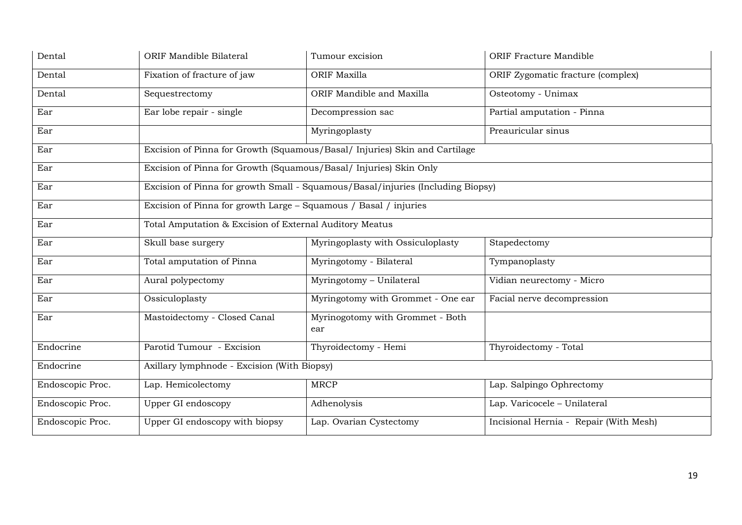| Dental | ORIF Mandible Bilateral | Tumour excision | ORIF Fracture Mandible |
|---|---|---|---|
| Dental | Fixation of fracture of jaw | ORIF Maxilla | ORIF Zygomatic fracture (complex) |
| Dental | Sequestrectomy | ORIF Mandible and Maxilla | Osteotomy - Unimax |
| Ear | Ear lobe repair - single | Decompression sac | Partial amputation - Pinna |
| Ear | | Myringoplasty | Preauricular sinus |
| Ear | Excision of Pinna for Growth (Squamous/Basal/ Injuries) Skin and Cartilage | | |
| Ear | Excision of Pinna for Growth (Squamous/Basal/ Injuries) Skin Only | | |
| Ear | Excision of Pinna for growth Small - Squamous/Basal/injuries (Including Biopsy) | | |
| Ear | Excision of Pinna for growth Large – Squamous / Basal / injuries | | |
| Ear | Total Amputation & Excision of External Auditory Meatus | | |
| Ear | Skull base surgery | Myringoplasty with Ossiculoplasty | Stapedectomy |
| Ear | Total amputation of Pinna | Myringotomy - Bilateral | Tympanoplasty |
| Ear | Aural polypectomy | Myringotomy – Unilateral | Vidian neurectomy - Micro |
| Ear | Ossiculoplasty | Myringotomy with Grommet - One ear | Facial nerve decompression |
| Ear | Mastoidectomy - Closed Canal | Myrinogotomy with Grommet - Both ear | |
| Endocrine | Parotid Tumour - Excision | Thyroidectomy - Hemi | Thyroidectomy - Total |
| Endocrine | Axillary lymphnode - Excision (With Biopsy) | | |
| Endoscopic Proc. | Lap. Hemicolectomy | MRCP | Lap. Salpingo Ophrectomy |
| Endoscopic Proc. | Upper GI endoscopy | Adhenolysis | Lap. Varicocele – Unilateral |
| Endoscopic Proc. | Upper GI endoscopy with biopsy | Lap. Ovarian Cystectomy | Incisional Hernia - Repair (With Mesh) |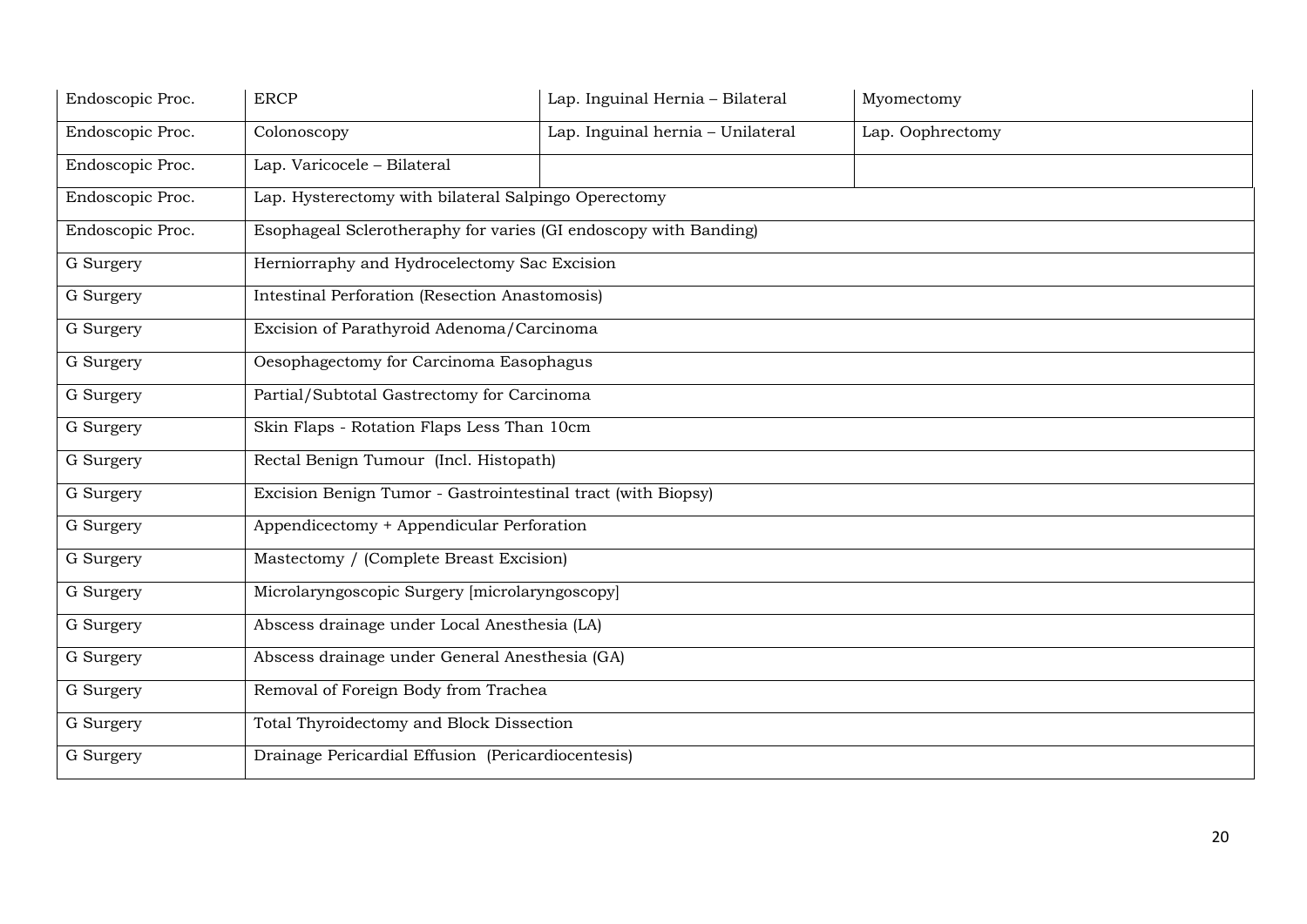| Endoscopic Proc. | ERCP | Lap. Inguinal Hernia – Bilateral | Myomectomy |
|---|---|---|---|
| Endoscopic Proc. | Colonoscopy | Lap. Inguinal hernia – Unilateral | Lap. Oophrectomy |
| Endoscopic Proc. | Lap. Varicocele – Bilateral | | |
| Endoscopic Proc. | Lap. Hysterectomy with bilateral Salpingo Operectomy | | |
| Endoscopic Proc. | Esophageal Sclerotheraphy for varies (GI endoscopy with Banding) | | |
| G Surgery | Herniorraphy and Hydrocelectomy Sac Excision | | |
| G Surgery | Intestinal Perforation (Resection Anastomosis) | | |
| G Surgery | Excision of Parathyroid Adenoma/Carcinoma | | |
| G Surgery | Oesophagectomy for Carcinoma Easophagus | | |
| G Surgery | Partial/Subtotal Gastrectomy for Carcinoma | | |
| G Surgery | Skin Flaps - Rotation Flaps Less Than 10cm | | |
| G Surgery | Rectal Benign Tumour (Incl. Histopath) | | |
| G Surgery | Excision Benign Tumor - Gastrointestinal tract (with Biopsy) | | |
| G Surgery | Appendicectomy + Appendicular Perforation | | |
| G Surgery | Mastectomy / (Complete Breast Excision) | | |
| G Surgery | Microlaryngoscopic Surgery [microlaryngoscopy] | | |
| G Surgery | Abscess drainage under Local Anesthesia (LA) | | |
| G Surgery | Abscess drainage under General Anesthesia (GA) | | |
| G Surgery | Removal of Foreign Body from Trachea | | |
| G Surgery | Total Thyroidectomy and Block Dissection | | |
| G Surgery | Drainage Pericardial Effusion (Pericardiocentesis) | | |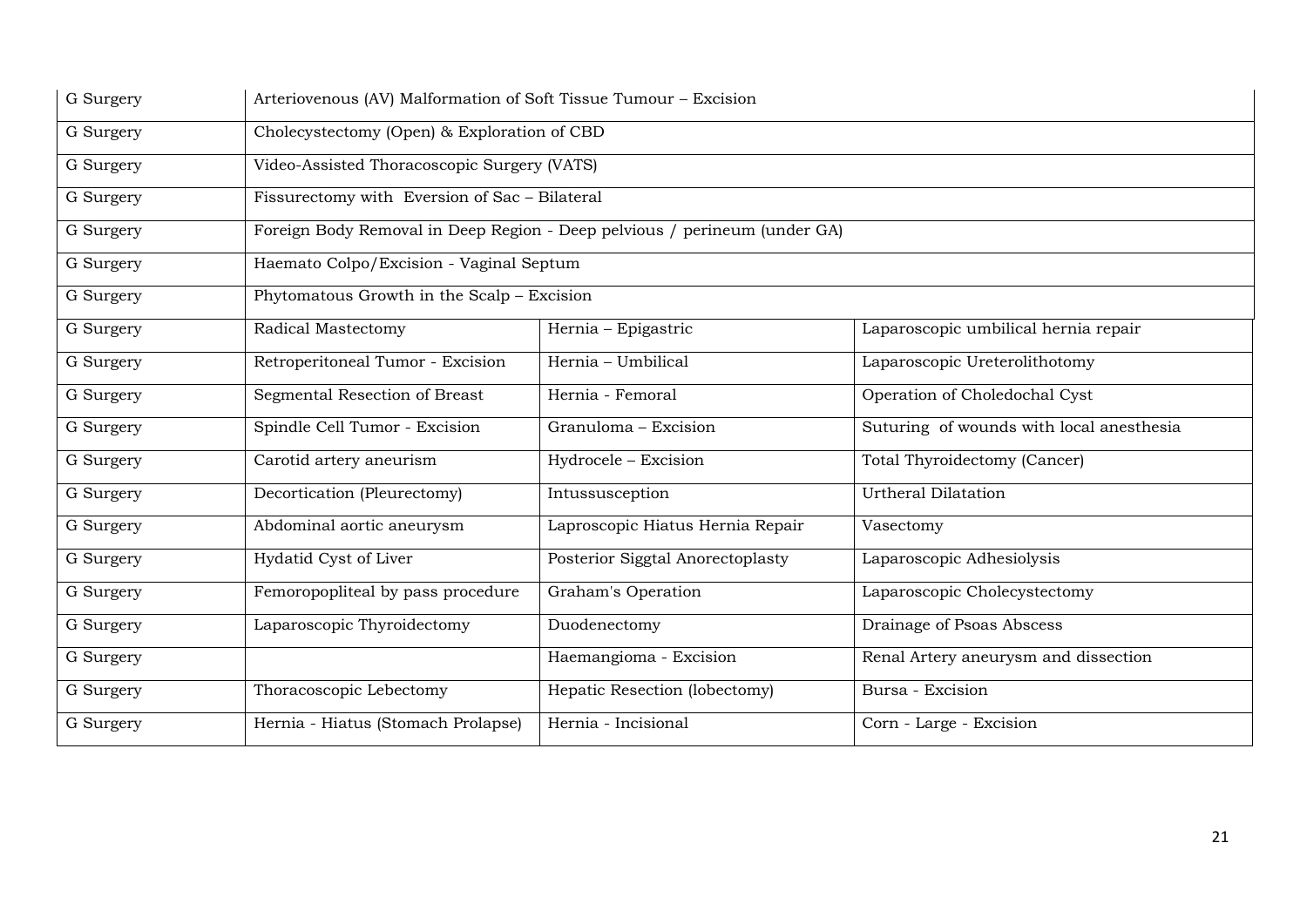| | | | |
|---|---|---|---|
| G Surgery | Arteriovenous (AV) Malformation of Soft Tissue Tumour – Excision | | |
| G Surgery | Cholecystectomy (Open) & Exploration of CBD | | |
| G Surgery | Video-Assisted Thoracoscopic Surgery (VATS) | | |
| G Surgery | Fissurectomy with Eversion of Sac – Bilateral | | |
| G Surgery | Foreign Body Removal in Deep Region - Deep pelvious / perineum (under GA) | | |
| G Surgery | Haemato Colpo/Excision - Vaginal Septum | | |
| G Surgery | Phytomatous Growth in the Scalp – Excision | | |
| G Surgery | Radical Mastectomy | Hernia – Epigastric | Laparoscopic umbilical hernia repair |
| G Surgery | Retroperitoneal Tumor - Excision | Hernia – Umbilical | Laparoscopic Ureterolithotomy |
| G Surgery | Segmental Resection of Breast | Hernia - Femoral | Operation of Choledochal Cyst |
| G Surgery | Spindle Cell Tumor - Excision | Granuloma – Excision | Suturing of wounds with local anesthesia |
| G Surgery | Carotid artery aneurism | Hydrocele – Excision | Total Thyroidectomy (Cancer) |
| G Surgery | Decortication (Pleurectomy) | Intussusception | Urtheral Dilatation |
| G Surgery | Abdominal aortic aneurysm | Laproscopic Hiatus Hernia Repair | Vasectomy |
| G Surgery | Hydatid Cyst of Liver | Posterior Siggtal Anorectoplasty | Laparoscopic Adhesiolysis |
| G Surgery | Femoropopliteal by pass procedure | Graham's Operation | Laparoscopic Cholecystectomy |
| G Surgery | Laparoscopic Thyroidectomy | Duodenectomy | Drainage of Psoas Abscess |
| G Surgery | | Haemangioma - Excision | Renal Artery aneurysm and dissection |
| G Surgery | Thoracoscopic Lebectomy | Hepatic Resection (lobectomy) | Bursa - Excision |
| G Surgery | Hernia - Hiatus (Stomach Prolapse) | Hernia - Incisional | Corn - Large - Excision |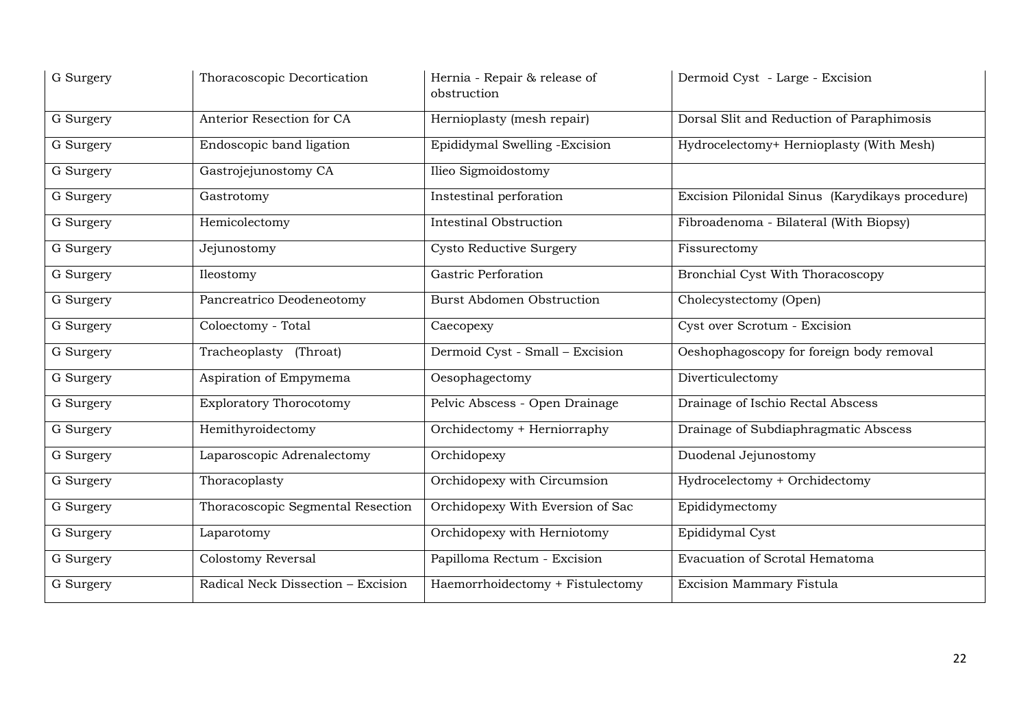| G Surgery | Thoracoscopic Decortication | Hernia - Repair & release of obstruction | Dermoid Cyst - Large - Excision |
|---|---|---|---|
| G Surgery | Anterior Resection for CA | Hernioplasty (mesh repair) | Dorsal Slit and Reduction of Paraphimosis |
| G Surgery | Endoscopic band ligation | Epididymal Swelling -Excision | Hydrocelectomy+ Hernioplasty (With Mesh) |
| G Surgery | Gastrojejunostomy CA | Ilieo Sigmoidostomy | |
| G Surgery | Gastrotomy | Instestinal perforation | Excision Pilonidal Sinus (Karydikays procedure) |
| G Surgery | Hemicolectomy | Intestinal Obstruction | Fibroadenoma - Bilateral (With Biopsy) |
| G Surgery | Jejunostomy | Cysto Reductive Surgery | Fissurectomy |
| G Surgery | Ileostomy | Gastric Perforation | Bronchial Cyst With Thoracoscopy |
| G Surgery | Pancreatrico Deodeneotomy | Burst Abdomen Obstruction | Cholecystectomy (Open) |
| G Surgery | Coloectomy - Total | Caecopexy | Cyst over Scrotum - Excision |
| G Surgery | Tracheoplasty (Throat) | Dermoid Cyst - Small – Excision | Oeshophagoscopy for foreign body removal |
| G Surgery | Aspiration of Empymema | Oesophagectomy | Diverticulectomy |
| G Surgery | Exploratory Thorocotomy | Pelvic Abscess - Open Drainage | Drainage of Ischio Rectal Abscess |
| G Surgery | Hemithyroidectomy | Orchidectomy + Herniorraphy | Drainage of Subdiaphragmatic Abscess |
| G Surgery | Laparoscopic Adrenalectomy | Orchidopexy | Duodenal Jejunostomy |
| G Surgery | Thoracoplasty | Orchidopexy with Circumsion | Hydrocelectomy + Orchidectomy |
| G Surgery | Thoracoscopic Segmental Resection | Orchidopexy With Eversion of Sac | Epididymectomy |
| G Surgery | Laparotomy | Orchidopexy with Herniotomy | Epididymal Cyst |
| G Surgery | Colostomy Reversal | Papilloma Rectum - Excision | Evacuation of Scrotal Hematoma |
| G Surgery | Radical Neck Dissection – Excision | Haemorrhoidectomy + Fistulectomy | Excision Mammary Fistula |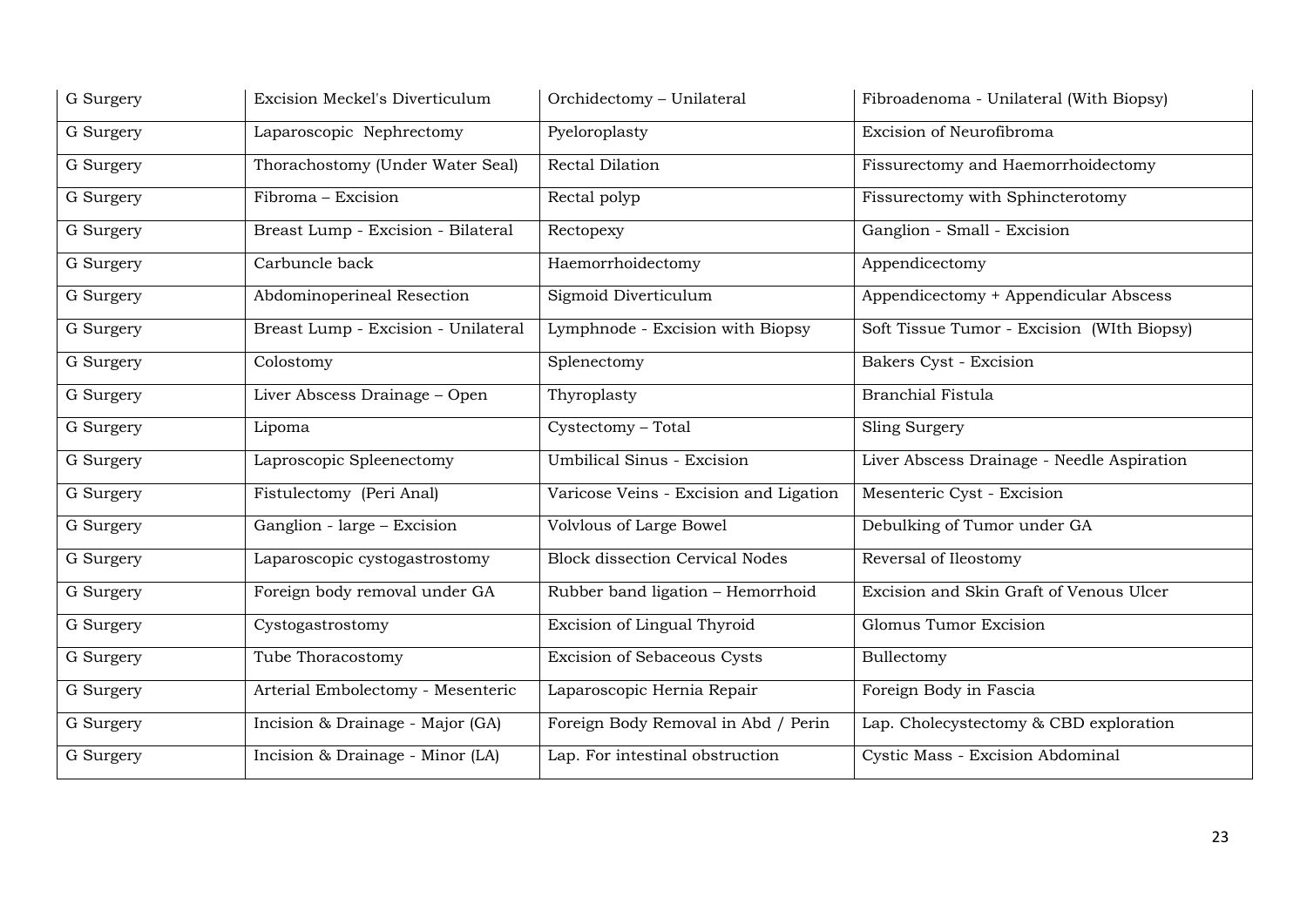| G Surgery | Excision Meckel's Diverticulum | Orchidectomy – Unilateral | Fibroadenoma - Unilateral (With Biopsy) |
|---|---|---|---|
| G Surgery | Laparoscopic Nephrectomy | Pyeloroplasty | Excision of Neurofibroma |
| G Surgery | Thorachostomy (Under Water Seal) | Rectal Dilation | Fissurectomy and Haemorrhoidectomy |
| G Surgery | Fibroma – Excision | Rectal polyp | Fissurectomy with Sphincterotomy |
| G Surgery | Breast Lump - Excision - Bilateral | Rectopexy | Ganglion - Small - Excision |
| G Surgery | Carbuncle back | Haemorrhoidectomy | Appendicectomy |
| G Surgery | Abdominoperineal Resection | Sigmoid Diverticulum | Appendicectomy + Appendicular Abscess |
| G Surgery | Breast Lump - Excision - Unilateral | Lymphnode - Excision with Biopsy | Soft Tissue Tumor - Excision (WIth Biopsy) |
| G Surgery | Colostomy | Splenectomy | Bakers Cyst - Excision |
| G Surgery | Liver Abscess Drainage – Open | Thyroplasty | Branchial Fistula |
| G Surgery | Lipoma | Cystectomy – Total | Sling Surgery |
| G Surgery | Laproscopic Spleenectomy | Umbilical Sinus - Excision | Liver Abscess Drainage - Needle Aspiration |
| G Surgery | Fistulectomy (Peri Anal) | Varicose Veins - Excision and Ligation | Mesenteric Cyst - Excision |
| G Surgery | Ganglion - large – Excision | Volvlous of Large Bowel | Debulking of Tumor under GA |
| G Surgery | Laparoscopic cystogastrostomy | Block dissection Cervical Nodes | Reversal of Ileostomy |
| G Surgery | Foreign body removal under GA | Rubber band ligation – Hemorrhoid | Excision and Skin Graft of Venous Ulcer |
| G Surgery | Cystogastrostomy | Excision of Lingual Thyroid | Glomus Tumor Excision |
| G Surgery | Tube Thoracostomy | Excision of Sebaceous Cysts | Bullectomy |
| G Surgery | Arterial Embolectomy - Mesenteric | Laparoscopic Hernia Repair | Foreign Body in Fascia |
| G Surgery | Incision & Drainage - Major (GA) | Foreign Body Removal in Abd / Perin | Lap. Cholecystectomy & CBD exploration |
| G Surgery | Incision & Drainage - Minor (LA) | Lap. For intestinal obstruction | Cystic Mass - Excision Abdominal |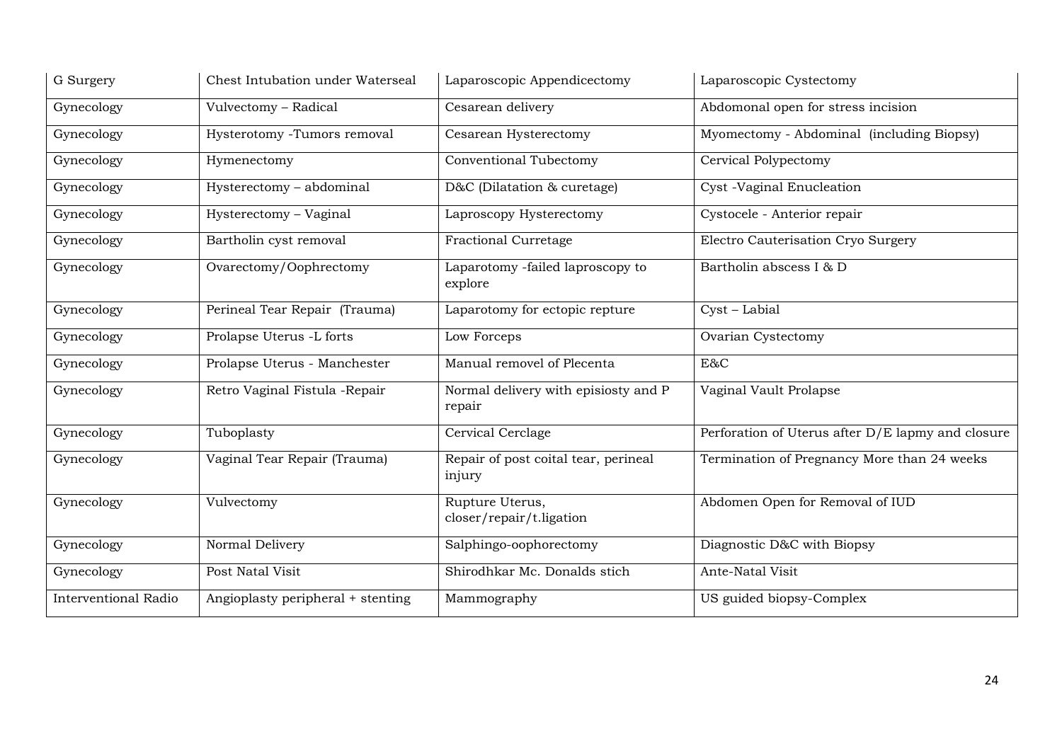| G Surgery | Chest Intubation under Waterseal | Laparoscopic Appendicectomy | Laparoscopic Cystectomy |
|---|---|---|---|
| Gynecology | Vulvectomy – Radical | Cesarean delivery | Abdomonal open for stress incision |
| Gynecology | Hysterotomy -Tumors removal | Cesarean Hysterectomy | Myomectomy - Abdominal (including Biopsy) |
| Gynecology | Hymenectomy | Conventional Tubectomy | Cervical Polypectomy |
| Gynecology | Hysterectomy – abdominal | D&C (Dilatation & curetage) | Cyst -Vaginal Enucleation |
| Gynecology | Hysterectomy – Vaginal | Laproscopy Hysterectomy | Cystocele - Anterior repair |
| Gynecology | Bartholin cyst removal | Fractional Curretage | Electro Cauterisation Cryo Surgery |
| Gynecology | Ovarectomy/Oophrectomy | Laparotomy -failed laproscopy to explore | Bartholin abscess I & D |
| Gynecology | Perineal Tear Repair (Trauma) | Laparotomy for ectopic repture | Cyst – Labial |
| Gynecology | Prolapse Uterus -L forts | Low Forceps | Ovarian Cystectomy |
| Gynecology | Prolapse Uterus - Manchester | Manual removel of Plecenta | E&C |
| Gynecology | Retro Vaginal Fistula -Repair | Normal delivery with episiosty and P repair | Vaginal Vault Prolapse |
| Gynecology | Tuboplasty | Cervical Cerclage | Perforation of Uterus after D/E lapmy and closure |
| Gynecology | Vaginal Tear Repair (Trauma) | Repair of post coital tear, perineal injury | Termination of Pregnancy More than 24 weeks |
| Gynecology | Vulvectomy | Rupture Uterus, closer/repair/t.ligation | Abdomen Open for Removal of IUD |
| Gynecology | Normal Delivery | Salphingo-oophorectomy | Diagnostic D&C with Biopsy |
| Gynecology | Post Natal Visit | Shirodhkar Mc. Donalds stich | Ante-Natal Visit |
| Interventional Radio | Angioplasty peripheral + stenting | Mammography | US guided biopsy-Complex |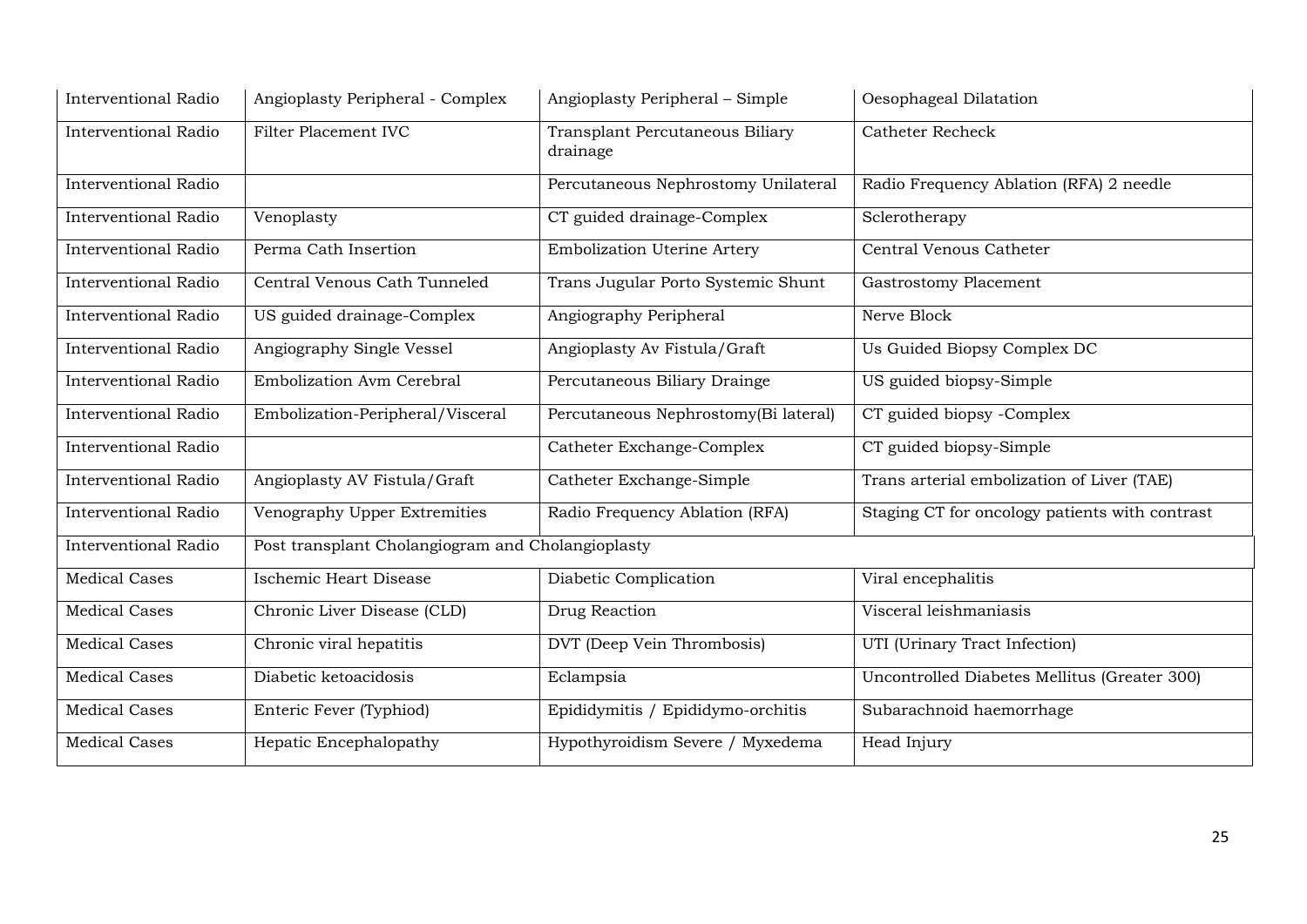| Interventional Radio | Angioplasty Peripheral - Complex | Angioplasty Peripheral – Simple | Oesophageal Dilatation |
|---|---|---|---|
| Interventional Radio | Filter Placement IVC | Transplant Percutaneous Biliary drainage | Catheter Recheck |
| Interventional Radio | | Percutaneous Nephrostomy Unilateral | Radio Frequency Ablation (RFA) 2 needle |
| Interventional Radio | Venoplasty | CT guided drainage-Complex | Sclerotherapy |
| Interventional Radio | Perma Cath Insertion | Embolization Uterine Artery | Central Venous Catheter |
| Interventional Radio | Central Venous Cath Tunneled | Trans Jugular Porto Systemic Shunt | Gastrostomy Placement |
| Interventional Radio | US guided drainage-Complex | Angiography Peripheral | Nerve Block |
| Interventional Radio | Angiography Single Vessel | Angioplasty Av Fistula/Graft | Us Guided Biopsy Complex DC |
| Interventional Radio | Embolization Avm Cerebral | Percutaneous Biliary Drainge | US guided biopsy-Simple |
| Interventional Radio | Embolization-Peripheral/Visceral | Percutaneous Nephrostomy(Bi lateral) | CT guided biopsy -Complex |
| Interventional Radio | | Catheter Exchange-Complex | CT guided biopsy-Simple |
| Interventional Radio | Angioplasty AV Fistula/Graft | Catheter Exchange-Simple | Trans arterial embolization of Liver (TAE) |
| Interventional Radio | Venography Upper Extremities | Radio Frequency Ablation (RFA) | Staging CT for oncology patients with contrast |
| Interventional Radio | Post transplant Cholangiogram and Cholangioplasty | | |
| Medical Cases | Ischemic Heart Disease | Diabetic Complication | Viral encephalitis |
| Medical Cases | Chronic Liver Disease (CLD) | Drug Reaction | Visceral leishmaniasis |
| Medical Cases | Chronic viral hepatitis | DVT (Deep Vein Thrombosis) | UTI (Urinary Tract Infection) |
| Medical Cases | Diabetic ketoacidosis | Eclampsia | Uncontrolled Diabetes Mellitus (Greater 300) |
| Medical Cases | Enteric Fever (Typhiod) | Epididymitis / Epididymo-orchitis | Subarachnoid haemorrhage |
| Medical Cases | Hepatic Encephalopathy | Hypothyroidism Severe / Myxedema | Head Injury |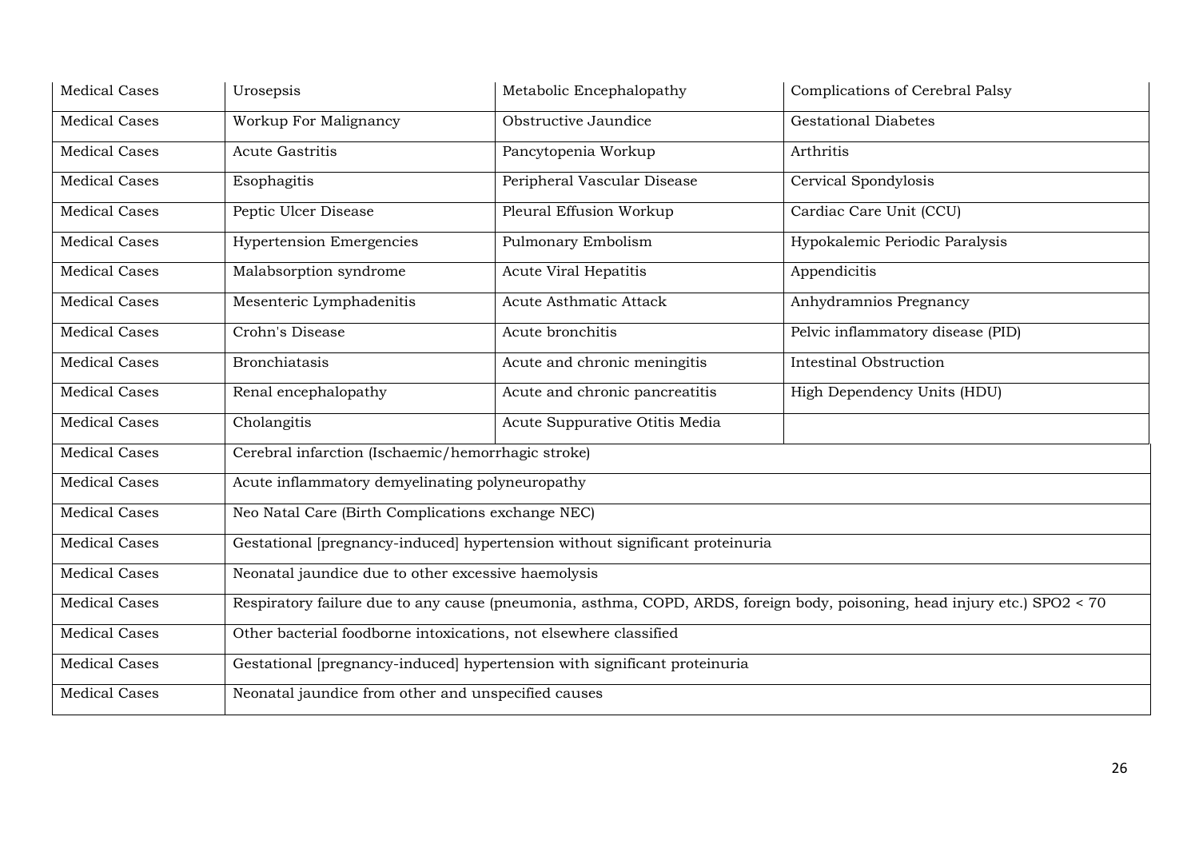| Medical Cases | Urosepsis | Metabolic Encephalopathy | Complications of Cerebral Palsy |
|---|---|---|---|
| Medical Cases | Workup For Malignancy | Obstructive Jaundice | Gestational Diabetes |
| Medical Cases | Acute Gastritis | Pancytopenia Workup | Arthritis |
| Medical Cases | Esophagitis | Peripheral Vascular Disease | Cervical Spondylosis |
| Medical Cases | Peptic Ulcer Disease | Pleural Effusion Workup | Cardiac Care Unit (CCU) |
| Medical Cases | Hypertension Emergencies | Pulmonary Embolism | Hypokalemic Periodic Paralysis |
| Medical Cases | Malabsorption syndrome | Acute Viral Hepatitis | Appendicitis |
| Medical Cases | Mesenteric Lymphadenitis | Acute Asthmatic Attack | Anhydramnios Pregnancy |
| Medical Cases | Crohn's Disease | Acute bronchitis | Pelvic inflammatory disease (PID) |
| Medical Cases | Bronchiatasis | Acute and chronic meningitis | Intestinal Obstruction |
| Medical Cases | Renal encephalopathy | Acute and chronic pancreatitis | High Dependency Units (HDU) |
| Medical Cases | Cholangitis | Acute Suppurative Otitis Media | |
| Medical Cases | Cerebral infarction (Ischaemic/hemorrhagic stroke) | | |
| Medical Cases | Acute inflammatory demyelinating polyneuropathy | | |
| Medical Cases | Neo Natal Care (Birth Complications exchange NEC) | | |
| Medical Cases | Gestational [pregnancy-induced] hypertension without significant proteinuria | | |
| Medical Cases | Neonatal jaundice due to other excessive haemolysis | | |
| Medical Cases | Respiratory failure due to any cause (pneumonia, asthma, COPD, ARDS, foreign body, poisoning, head injury etc.) SPO2 < 70 | | |
| Medical Cases | Other bacterial foodborne intoxications, not elsewhere classified | | |
| Medical Cases | Gestational [pregnancy-induced] hypertension with significant proteinuria | | |
| Medical Cases | Neonatal jaundice from other and unspecified causes | | |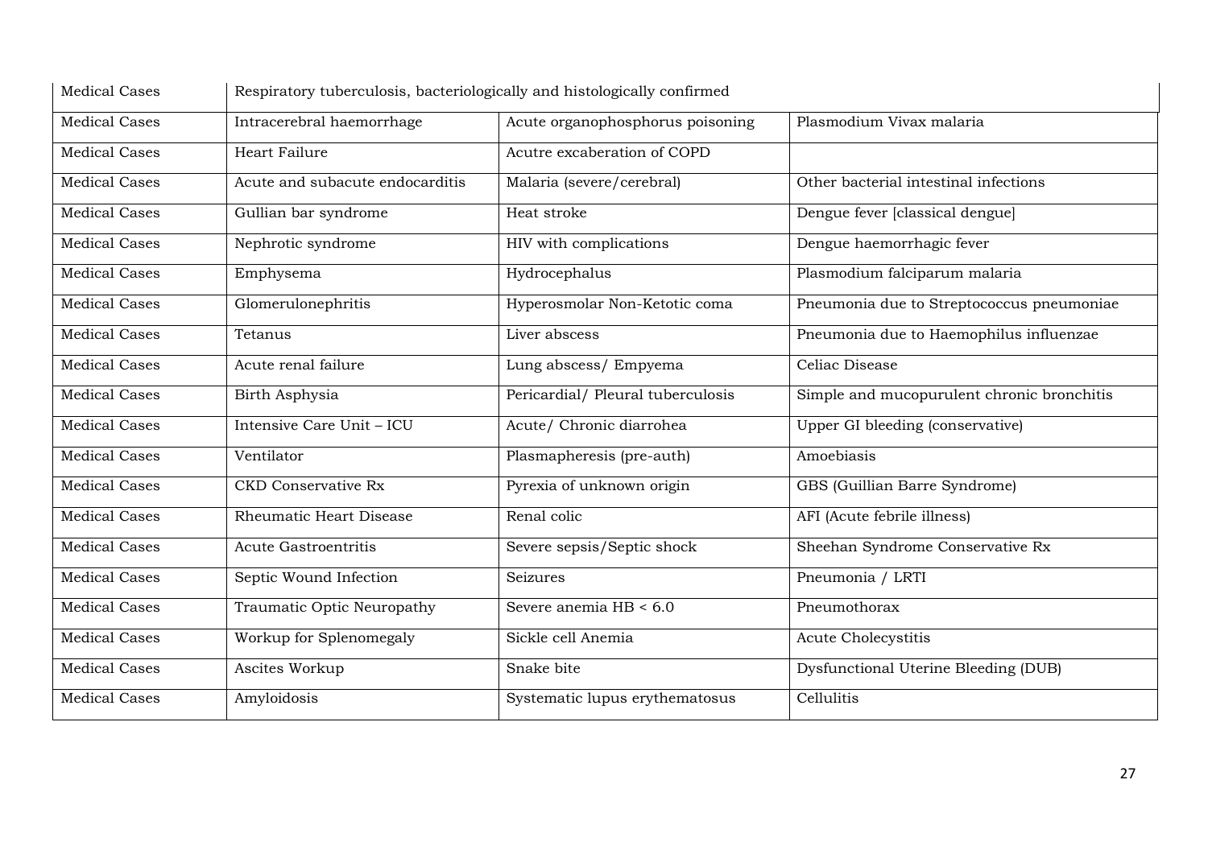| Medical Cases | Respiratory tuberculosis, bacteriologically and histologically confirmed | | |
|---|---|---|---|
| Medical Cases | Intracerebral haemorrhage | Acute organophosphorus poisoning | Plasmodium Vivax malaria |
| Medical Cases | Heart Failure | Acutre excaberation of COPD | |
| Medical Cases | Acute and subacute endocarditis | Malaria (severe/cerebral) | Other bacterial intestinal infections |
| Medical Cases | Gullian bar syndrome | Heat stroke | Dengue fever [classical dengue] |
| Medical Cases | Nephrotic syndrome | HIV with complications | Dengue haemorrhagic fever |
| Medical Cases | Emphysema | Hydrocephalus | Plasmodium falciparum malaria |
| Medical Cases | Glomerulonephritis | Hyperosmolar Non-Ketotic coma | Pneumonia due to Streptococcus pneumoniae |
| Medical Cases | Tetanus | Liver abscess | Pneumonia due to Haemophilus influenzae |
| Medical Cases | Acute renal failure | Lung abscess/ Empyema | Celiac Disease |
| Medical Cases | Birth Asphysia | Pericardial/ Pleural tuberculosis | Simple and mucopurulent chronic bronchitis |
| Medical Cases | Intensive Care Unit – ICU | Acute/ Chronic diarrohea | Upper GI bleeding (conservative) |
| Medical Cases | Ventilator | Plasmapheresis (pre-auth) | Amoebiasis |
| Medical Cases | CKD Conservative Rx | Pyrexia of unknown origin | GBS (Guillian Barre Syndrome) |
| Medical Cases | Rheumatic Heart Disease | Renal colic | AFI (Acute febrile illness) |
| Medical Cases | Acute Gastroentritis | Severe sepsis/Septic shock | Sheehan Syndrome Conservative Rx |
| Medical Cases | Septic Wound Infection | Seizures | Pneumonia / LRTI |
| Medical Cases | Traumatic Optic Neuropathy | Severe anemia HB < 6.0 | Pneumothorax |
| Medical Cases | Workup for Splenomegaly | Sickle cell Anemia | Acute Cholecystitis |
| Medical Cases | Ascites Workup | Snake bite | Dysfunctional Uterine Bleeding (DUB) |
| Medical Cases | Amyloidosis | Systematic lupus erythematosus | Cellulitis |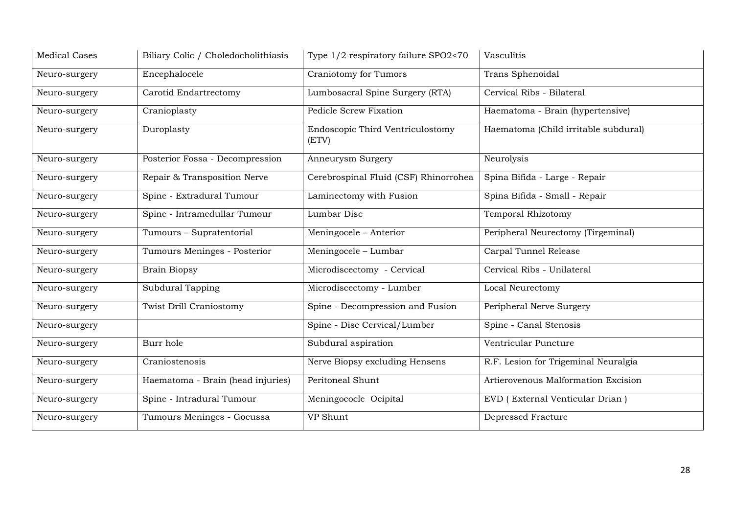| Medical Cases | Biliary Colic / Choledocholithiasis | Type 1/2 respiratory failure SPO2<70 | Vasculitis |
|---|---|---|---|
| Neuro-surgery | Encephalocele | Craniotomy for Tumors | Trans Sphenoidal |
| Neuro-surgery | Carotid Endartrectomy | Lumbosacral Spine Surgery (RTA) | Cervical Ribs - Bilateral |
| Neuro-surgery | Cranioplasty | Pedicle Screw Fixation | Haematoma - Brain (hypertensive) |
| Neuro-surgery | Duroplasty | Endoscopic Third Ventriculostomy (ETV) | Haematoma (Child irritable subdural) |
| Neuro-surgery | Posterior Fossa - Decompression | Anneurysm Surgery | Neurolysis |
| Neuro-surgery | Repair & Transposition Nerve | Cerebrospinal Fluid (CSF) Rhinorrohea | Spina Bifida - Large - Repair |
| Neuro-surgery | Spine - Extradural Tumour | Laminectomy with Fusion | Spina Bifida - Small - Repair |
| Neuro-surgery | Spine - Intramedullar Tumour | Lumbar Disc | Temporal Rhizotomy |
| Neuro-surgery | Tumours – Supratentorial | Meningocele – Anterior | Peripheral Neurectomy (Tirgeminal) |
| Neuro-surgery | Tumours Meninges - Posterior | Meningocele – Lumbar | Carpal Tunnel Release |
| Neuro-surgery | Brain Biopsy | Microdiscectomy - Cervical | Cervical Ribs - Unilateral |
| Neuro-surgery | Subdural Tapping | Microdiscectomy - Lumber | Local Neurectomy |
| Neuro-surgery | Twist Drill Craniostomy | Spine - Decompression and Fusion | Peripheral Nerve Surgery |
| Neuro-surgery | | Spine - Disc Cervical/Lumber | Spine - Canal Stenosis |
| Neuro-surgery | Burr hole | Subdural aspiration | Ventricular Puncture |
| Neuro-surgery | Craniostenosis | Nerve Biopsy excluding Hensens | R.F. Lesion for Trigeminal Neuralgia |
| Neuro-surgery | Haematoma - Brain (head injuries) | Peritoneal Shunt | Artierovenous Malformation Excision |
| Neuro-surgery | Spine - Intradural Tumour | Meningococle Ocipital | EVD ( External Venticular Drian ) |
| Neuro-surgery | Tumours Meninges - Gocussa | VP Shunt | Depressed Fracture |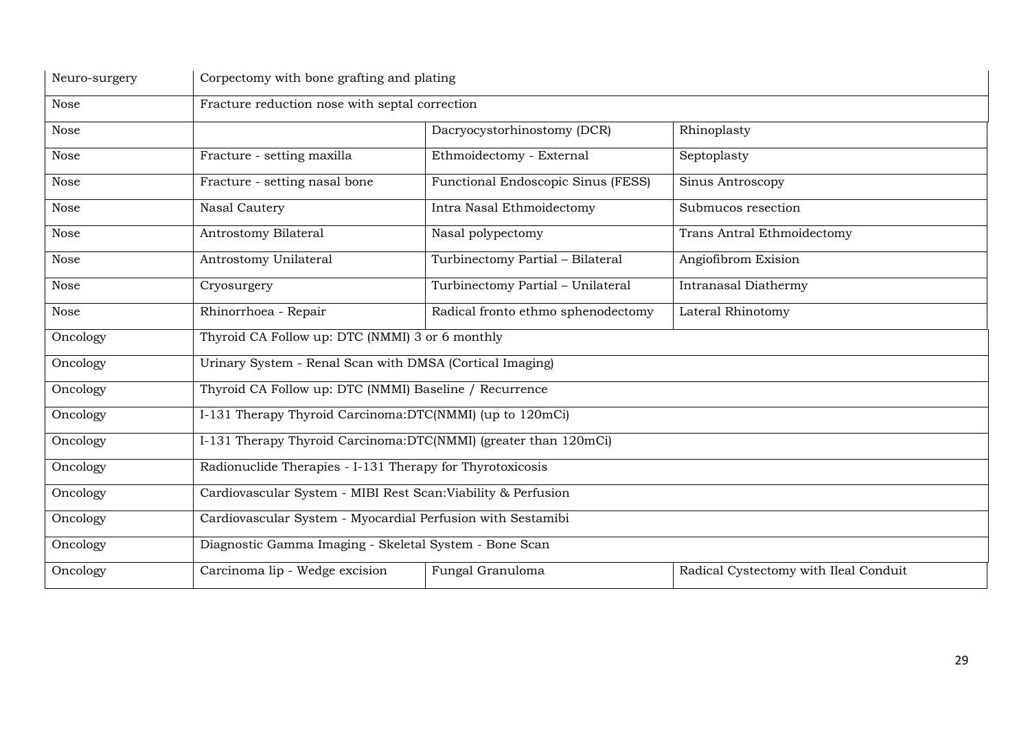| Neuro-surgery | Corpectomy with bone grafting and plating | | |
|---|---|---|---|
| Nose | Fracture reduction nose with septal correction | | |
| Nose | | Dacryocystorhinostomy (DCR) | Rhinoplasty |
| Nose | Fracture - setting maxilla | Ethmoidectomy - External | Septoplasty |
| Nose | Fracture - setting nasal bone | Functional Endoscopic Sinus (FESS) | Sinus Antroscopy |
| Nose | Nasal Cautery | Intra Nasal Ethmoidectomy | Submucos resection |
| Nose | Antrostomy Bilateral | Nasal polypectomy | Trans Antral Ethmoidectomy |
| Nose | Antrostomy Unilateral | Turbinectomy Partial – Bilateral | Angiofibrom Exision |
| Nose | Cryosurgery | Turbinectomy Partial – Unilateral | Intranasal Diathermy |
| Nose | Rhinorrhoea - Repair | Radical fronto ethmo sphenodectomy | Lateral Rhinotomy |
| Oncology | Thyroid CA Follow up: DTC (NMMI) 3 or 6 monthly | | |
| Oncology | Urinary System - Renal Scan with DMSA (Cortical Imaging) | | |
| Oncology | Thyroid CA Follow up: DTC (NMMI) Baseline / Recurrence | | |
| Oncology | I-131 Therapy Thyroid Carcinoma:DTC(NMMI) (up to 120mCi) | | |
| Oncology | I-131 Therapy Thyroid Carcinoma:DTC(NMMI) (greater than 120mCi) | | |
| Oncology | Radionuclide Therapies - I-131 Therapy for Thyrotoxicosis | | |
| Oncology | Cardiovascular System - MIBI Rest Scan:Viability & Perfusion | | |
| Oncology | Cardiovascular System - Myocardial Perfusion with Sestamibi | | |
| Oncology | Diagnostic Gamma Imaging - Skeletal System - Bone Scan | | |
| Oncology | Carcinoma lip - Wedge excision | Fungal Granuloma | Radical Cystectomy with Ileal Conduit |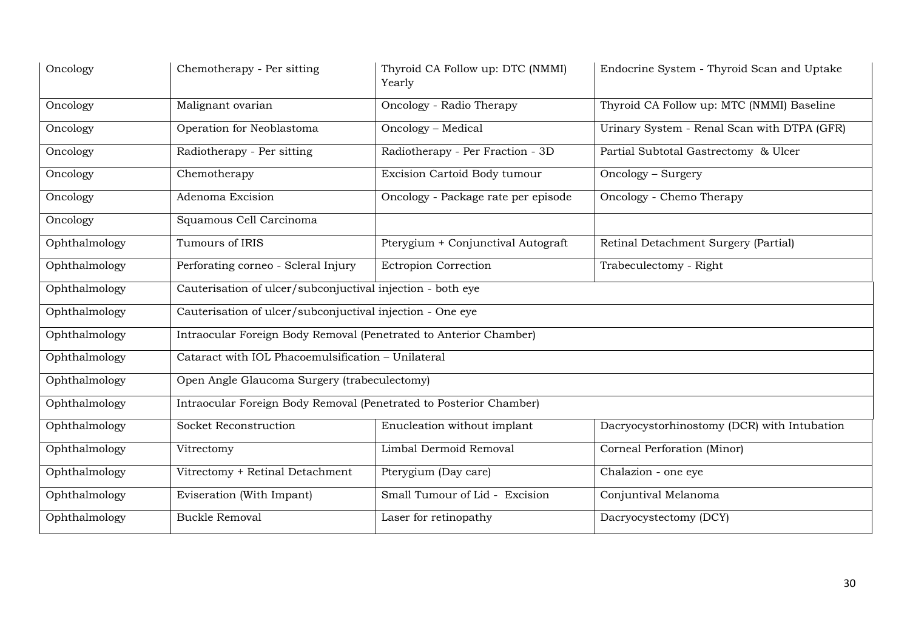| Oncology | Chemotherapy - Per sitting | Thyroid CA Follow up: DTC (NMMI) Yearly | Endocrine System - Thyroid Scan and Uptake |
|---|---|---|---|
| Oncology | Malignant ovarian | Oncology - Radio Therapy | Thyroid CA Follow up: MTC (NMMI) Baseline |
| Oncology | Operation for Neoblastoma | Oncology – Medical | Urinary System - Renal Scan with DTPA (GFR) |
| Oncology | Radiotherapy - Per sitting | Radiotherapy - Per Fraction - 3D | Partial Subtotal Gastrectomy & Ulcer |
| Oncology | Chemotherapy | Excision Cartoid Body tumour | Oncology – Surgery |
| Oncology | Adenoma Excision | Oncology - Package rate per episode | Oncology - Chemo Therapy |
| Oncology | Squamous Cell Carcinoma | | |
| Ophthalmology | Tumours of IRIS | Pterygium + Conjunctival Autograft | Retinal Detachment Surgery (Partial) |
| Ophthalmology | Perforating corneo - Scleral Injury | Ectropion Correction | Trabeculectomy - Right |
| Ophthalmology | Cauterisation of ulcer/subconjuctival injection - both eye | | |
| Ophthalmology | Cauterisation of ulcer/subconjuctival injection - One eye | | |
| Ophthalmology | Intraocular Foreign Body Removal (Penetrated to Anterior Chamber) | | |
| Ophthalmology | Cataract with IOL Phacoemulsification – Unilateral | | |
| Ophthalmology | Open Angle Glaucoma Surgery (trabeculectomy) | | |
| Ophthalmology | Intraocular Foreign Body Removal (Penetrated to Posterior Chamber) | | |
| Ophthalmology | Socket Reconstruction | Enucleation without implant | Dacryocystorhinostomy (DCR) with Intubation |
| Ophthalmology | Vitrectomy | Limbal Dermoid Removal | Corneal Perforation (Minor) |
| Ophthalmology | Vitrectomy + Retinal Detachment | Pterygium (Day care) | Chalazion - one eye |
| Ophthalmology | Eviseration (With Impant) | Small Tumour of Lid - Excision | Conjuntival Melanoma |
| Ophthalmology | Buckle Removal | Laser for retinopathy | Dacryocystectomy (DCY) |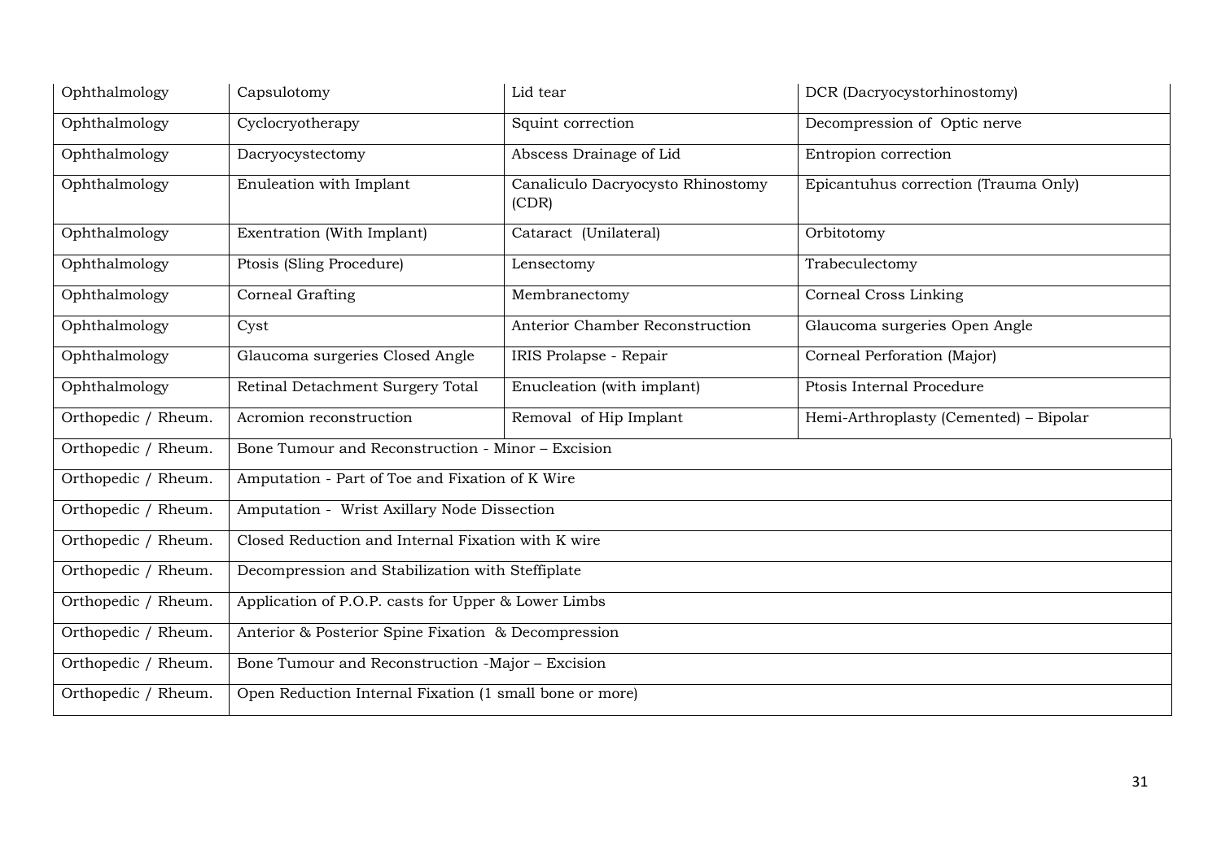| Ophthalmology | Capsulotomy | Lid tear | DCR (Dacryocystorhinostomy) |
|---|---|---|---|
| Ophthalmology | Cyclocryotherapy | Squint correction | Decompression of Optic nerve |
| Ophthalmology | Dacryocystectomy | Abscess Drainage of Lid | Entropion correction |
| Ophthalmology | Enuleation with Implant | Canaliculo Dacryocysto Rhinostomy (CDR) | Epicantuhus correction (Trauma Only) |
| Ophthalmology | Exentration (With Implant) | Cataract (Unilateral) | Orbitotomy |
| Ophthalmology | Ptosis (Sling Procedure) | Lensectomy | Trabeculectomy |
| Ophthalmology | Corneal Grafting | Membranectomy | Corneal Cross Linking |
| Ophthalmology | Cyst | Anterior Chamber Reconstruction | Glaucoma surgeries Open Angle |
| Ophthalmology | Glaucoma surgeries Closed Angle | IRIS Prolapse - Repair | Corneal Perforation (Major) |
| Ophthalmology | Retinal Detachment Surgery Total | Enucleation (with implant) | Ptosis Internal Procedure |
| Orthopedic / Rheum. | Acromion reconstruction | Removal of Hip Implant | Hemi-Arthroplasty (Cemented) – Bipolar |
| Orthopedic / Rheum. | Bone Tumour and Reconstruction - Minor – Excision | | |
| Orthopedic / Rheum. | Amputation - Part of Toe and Fixation of K Wire | | |
| Orthopedic / Rheum. | Amputation - Wrist Axillary Node Dissection | | |
| Orthopedic / Rheum. | Closed Reduction and Internal Fixation with K wire | | |
| Orthopedic / Rheum. | Decompression and Stabilization with Steffiplate | | |
| Orthopedic / Rheum. | Application of P.O.P. casts for Upper & Lower Limbs | | |
| Orthopedic / Rheum. | Anterior & Posterior Spine Fixation & Decompression | | |
| Orthopedic / Rheum. | Bone Tumour and Reconstruction -Major – Excision | | |
| Orthopedic / Rheum. | Open Reduction Internal Fixation (1 small bone or more) | | |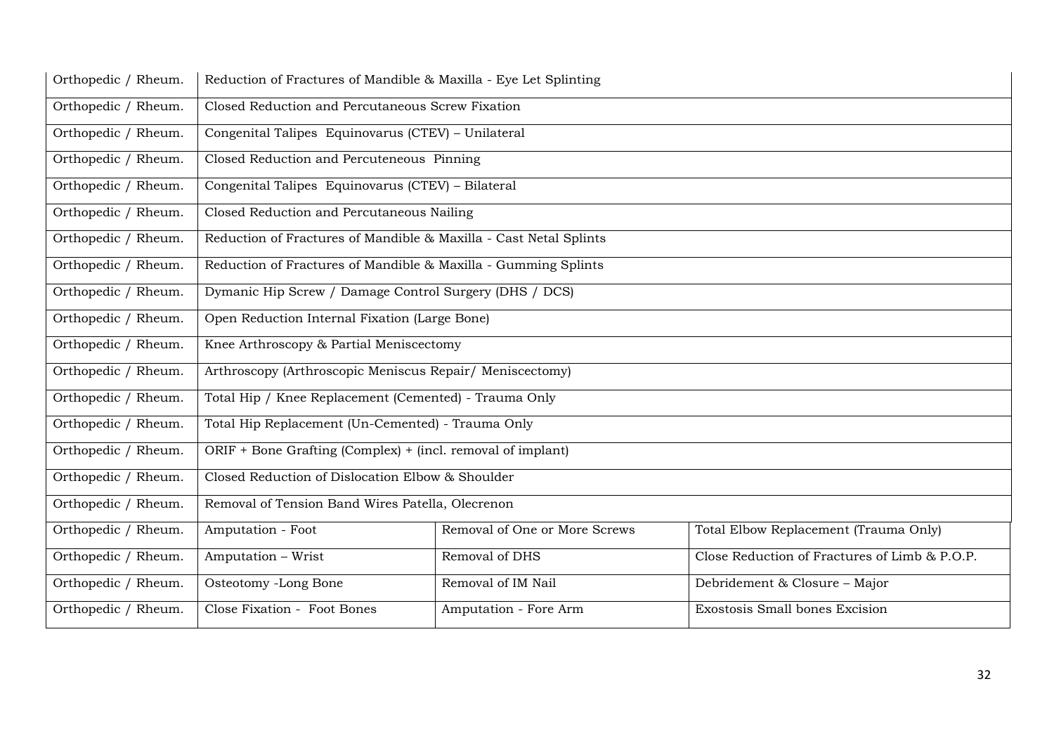| | | | |
|---|---|---|---|
| Orthopedic / Rheum. | Reduction of Fractures of Mandible & Maxilla - Eye Let Splinting | | |
| Orthopedic / Rheum. | Closed Reduction and Percutaneous Screw Fixation | | |
| Orthopedic / Rheum. | Congenital Talipes Equinovarus (CTEV) – Unilateral | | |
| Orthopedic / Rheum. | Closed Reduction and Percuteneous Pinning | | |
| Orthopedic / Rheum. | Congenital Talipes Equinovarus (CTEV) – Bilateral | | |
| Orthopedic / Rheum. | Closed Reduction and Percutaneous Nailing | | |
| Orthopedic / Rheum. | Reduction of Fractures of Mandible & Maxilla - Cast Netal Splints | | |
| Orthopedic / Rheum. | Reduction of Fractures of Mandible & Maxilla - Gumming Splints | | |
| Orthopedic / Rheum. | Dymanic Hip Screw / Damage Control Surgery (DHS / DCS) | | |
| Orthopedic / Rheum. | Open Reduction Internal Fixation (Large Bone) | | |
| Orthopedic / Rheum. | Knee Arthroscopy & Partial Meniscectomy | | |
| Orthopedic / Rheum. | Arthroscopy (Arthroscopic Meniscus Repair/ Meniscectomy) | | |
| Orthopedic / Rheum. | Total Hip / Knee Replacement (Cemented) - Trauma Only | | |
| Orthopedic / Rheum. | Total Hip Replacement (Un-Cemented) - Trauma Only | | |
| Orthopedic / Rheum. | ORIF + Bone Grafting (Complex) + (incl. removal of implant) | | |
| Orthopedic / Rheum. | Closed Reduction of Dislocation Elbow & Shoulder | | |
| Orthopedic / Rheum. | Removal of Tension Band Wires Patella, Olecrenon | | |
| Orthopedic / Rheum. | Amputation - Foot | Removal of One or More Screws | Total Elbow Replacement (Trauma Only) |
| Orthopedic / Rheum. | Amputation – Wrist | Removal of DHS | Close Reduction of Fractures of Limb & P.O.P. |
| Orthopedic / Rheum. | Osteotomy -Long Bone | Removal of IM Nail | Debridement & Closure – Major |
| Orthopedic / Rheum. | Close Fixation - Foot Bones | Amputation - Fore Arm | Exostosis Small bones Excision |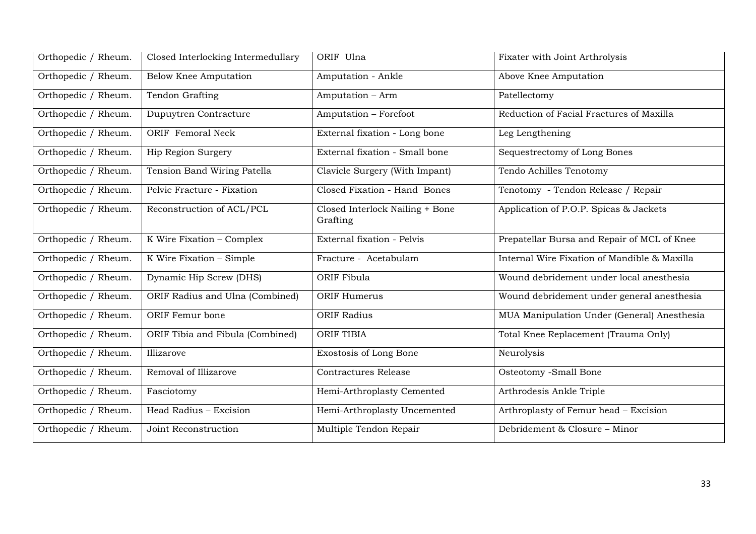| Orthopedic / Rheum. | Closed Interlocking Intermedullary | ORIF Ulna | Fixater with Joint Arthrolysis |
|---|---|---|---|
| Orthopedic / Rheum. | Below Knee Amputation | Amputation - Ankle | Above Knee Amputation |
| Orthopedic / Rheum. | Tendon Grafting | Amputation – Arm | Patellectomy |
| Orthopedic / Rheum. | Dupuytren Contracture | Amputation – Forefoot | Reduction of Facial Fractures of Maxilla |
| Orthopedic / Rheum. | ORIF Femoral Neck | External fixation - Long bone | Leg Lengthening |
| Orthopedic / Rheum. | Hip Region Surgery | External fixation - Small bone | Sequestrectomy of Long Bones |
| Orthopedic / Rheum. | Tension Band Wiring Patella | Clavicle Surgery (With Impant) | Tendo Achilles Tenotomy |
| Orthopedic / Rheum. | Pelvic Fracture - Fixation | Closed Fixation - Hand Bones | Tenotomy - Tendon Release / Repair |
| Orthopedic / Rheum. | Reconstruction of ACL/PCL | Closed Interlock Nailing + Bone Grafting | Application of P.O.P. Spicas & Jackets |
| Orthopedic / Rheum. | K Wire Fixation – Complex | External fixation - Pelvis | Prepatellar Bursa and Repair of MCL of Knee |
| Orthopedic / Rheum. | K Wire Fixation – Simple | Fracture - Acetabulam | Internal Wire Fixation of Mandible & Maxilla |
| Orthopedic / Rheum. | Dynamic Hip Screw (DHS) | ORIF Fibula | Wound debridement under local anesthesia |
| Orthopedic / Rheum. | ORIF Radius and Ulna (Combined) | ORIF Humerus | Wound debridement under general anesthesia |
| Orthopedic / Rheum. | ORIF Femur bone | ORIF Radius | MUA Manipulation Under (General) Anesthesia |
| Orthopedic / Rheum. | ORIF Tibia and Fibula (Combined) | ORIF TIBIA | Total Knee Replacement (Trauma Only) |
| Orthopedic / Rheum. | Illizarove | Exostosis of Long Bone | Neurolysis |
| Orthopedic / Rheum. | Removal of Illizarove | Contractures Release | Osteotomy -Small Bone |
| Orthopedic / Rheum. | Fasciotomy | Hemi-Arthroplasty Cemented | Arthrodesis Ankle Triple |
| Orthopedic / Rheum. | Head Radius – Excision | Hemi-Arthroplasty Uncemented | Arthroplasty of Femur head – Excision |
| Orthopedic / Rheum. | Joint Reconstruction | Multiple Tendon Repair | Debridement & Closure – Minor |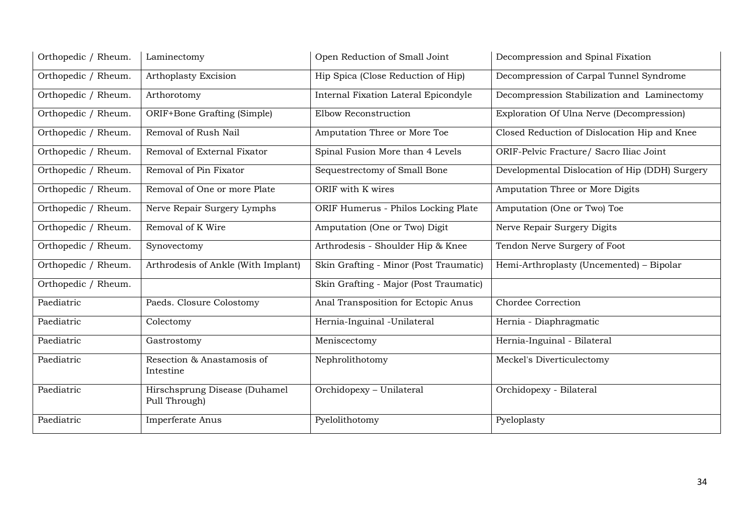| Orthopedic / Rheum. | Laminectomy | Open Reduction of Small Joint | Decompression and Spinal Fixation |
|---|---|---|---|
| Orthopedic / Rheum. | Arthoplasty Excision | Hip Spica (Close Reduction of Hip) | Decompression of Carpal Tunnel Syndrome |
| Orthopedic / Rheum. | Arthorotomy | Internal Fixation Lateral Epicondyle | Decompression Stabilization and Laminectomy |
| Orthopedic / Rheum. | ORIF+Bone Grafting (Simple) | Elbow Reconstruction | Exploration Of Ulna Nerve (Decompression) |
| Orthopedic / Rheum. | Removal of Rush Nail | Amputation Three or More Toe | Closed Reduction of Dislocation Hip and Knee |
| Orthopedic / Rheum. | Removal of External Fixator | Spinal Fusion More than 4 Levels | ORIF-Pelvic Fracture/ Sacro Iliac Joint |
| Orthopedic / Rheum. | Removal of Pin Fixator | Sequestrectomy of Small Bone | Developmental Dislocation of Hip (DDH) Surgery |
| Orthopedic / Rheum. | Removal of One or more Plate | ORIF with K wires | Amputation Three or More Digits |
| Orthopedic / Rheum. | Nerve Repair Surgery Lymphs | ORIF Humerus - Philos Locking Plate | Amputation (One or Two) Toe |
| Orthopedic / Rheum. | Removal of K Wire | Amputation (One or Two) Digit | Nerve Repair Surgery Digits |
| Orthopedic / Rheum. | Synovectomy | Arthrodesis - Shoulder Hip & Knee | Tendon Nerve Surgery of Foot |
| Orthopedic / Rheum. | Arthrodesis of Ankle (With Implant) | Skin Grafting - Minor (Post Traumatic) | Hemi-Arthroplasty (Uncemented) – Bipolar |
| Orthopedic / Rheum. | | Skin Grafting - Major (Post Traumatic) | |
| Paediatric | Paeds. Closure Colostomy | Anal Transposition for Ectopic Anus | Chordee Correction |
| Paediatric | Colectomy | Hernia-Inguinal -Unilateral | Hernia - Diaphragmatic |
| Paediatric | Gastrostomy | Meniscectomy | Hernia-Inguinal - Bilateral |
| Paediatric | Resection & Anastamosis of Intestine | Nephrolithotomy | Meckel's Diverticulectomy |
| Paediatric | Hirschsprung Disease (Duhamel Pull Through) | Orchidopexy – Unilateral | Orchidopexy - Bilateral |
| Paediatric | Imperferate Anus | Pyelolithotomy | Pyeloplasty |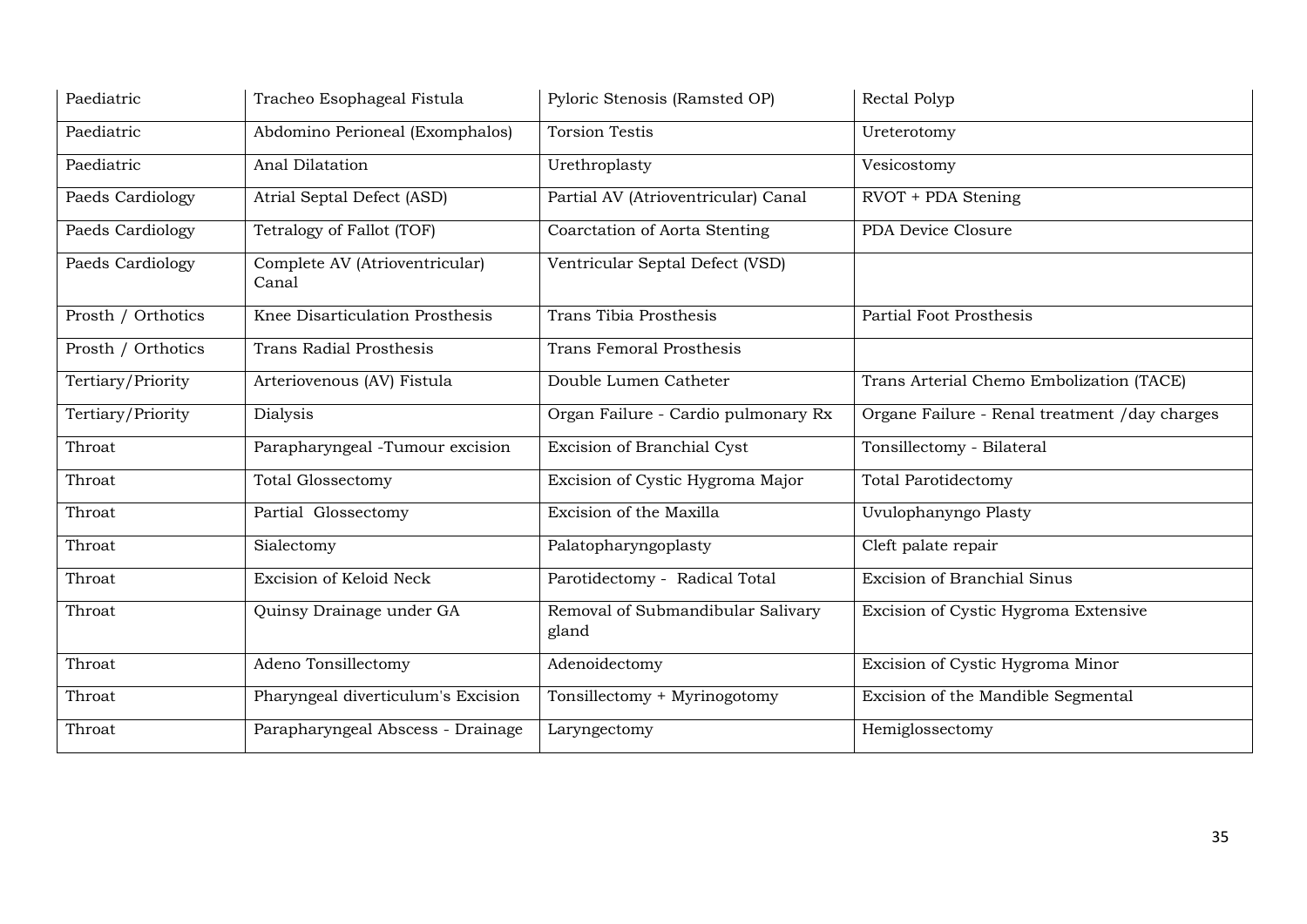| Paediatric | Tracheo Esophageal Fistula | Pyloric Stenosis (Ramsted OP) | Rectal Polyp |
|---|---|---|---|
| Paediatric | Abdomino Perioneal (Exomphalos) | Torsion Testis | Ureterotomy |
| Paediatric | Anal Dilatation | Urethroplasty | Vesicostomy |
| Paeds Cardiology | Atrial Septal Defect (ASD) | Partial AV (Atrioventricular) Canal | RVOT + PDA Stening |
| Paeds Cardiology | Tetralogy of Fallot (TOF) | Coarctation of Aorta Stenting | PDA Device Closure |
| Paeds Cardiology | Complete AV (Atrioventricular) Canal | Ventricular Septal Defect (VSD) | |
| Prosth / Orthotics | Knee Disarticulation Prosthesis | Trans Tibia Prosthesis | Partial Foot Prosthesis |
| Prosth / Orthotics | Trans Radial Prosthesis | Trans Femoral Prosthesis | |
| Tertiary/Priority | Arteriovenous (AV) Fistula | Double Lumen Catheter | Trans Arterial Chemo Embolization (TACE) |
| Tertiary/Priority | Dialysis | Organ Failure - Cardio pulmonary Rx | Organe Failure - Renal treatment /day charges |
| Throat | Parapharyngeal -Tumour excision | Excision of Branchial Cyst | Tonsillectomy - Bilateral |
| Throat | Total Glossectomy | Excision of Cystic Hygroma Major | Total Parotidectomy |
| Throat | Partial Glossectomy | Excision of the Maxilla | Uvulophanyngo Plasty |
| Throat | Sialectomy | Palatopharyngoplasty | Cleft palate repair |
| Throat | Excision of Keloid Neck | Parotidectomy - Radical Total | Excision of Branchial Sinus |
| Throat | Quinsy Drainage under GA | Removal of Submandibular Salivary gland | Excision of Cystic Hygroma Extensive |
| Throat | Adeno Tonsillectomy | Adenoidectomy | Excision of Cystic Hygroma Minor |
| Throat | Pharyngeal diverticulum's Excision | Tonsillectomy + Myrinogotomy | Excision of the Mandible Segmental |
| Throat | Parapharyngeal Abscess - Drainage | Laryngectomy | Hemiglossectomy |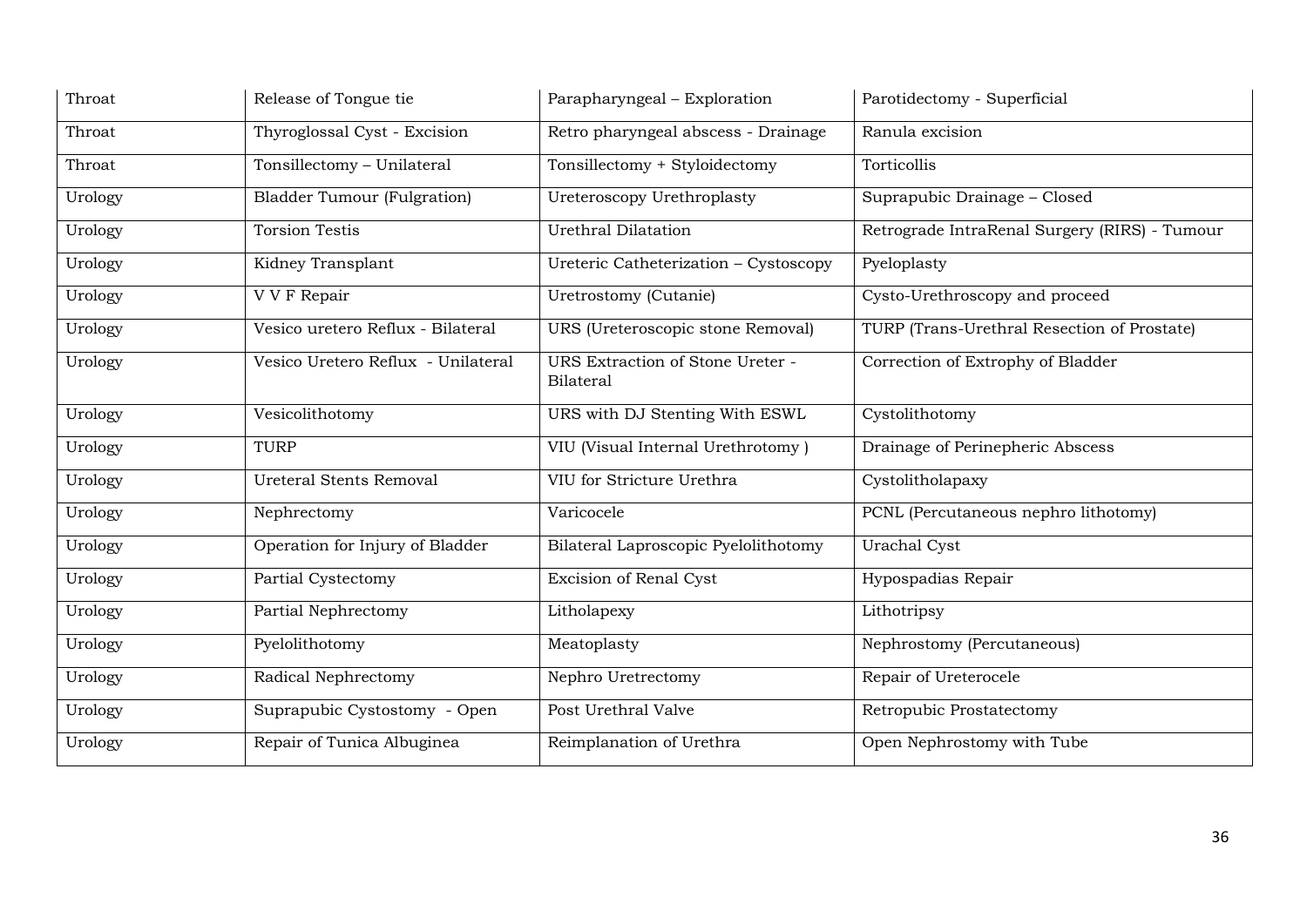| Throat | Release of Tongue tie | Parapharyngeal – Exploration | Parotidectomy - Superficial |
|---|---|---|---|
| Throat | Thyroglossal Cyst - Excision | Retro pharyngeal abscess - Drainage | Ranula excision |
| Throat | Tonsillectomy – Unilateral | Tonsillectomy + Styloidectomy | Torticollis |
| Urology | Bladder Tumour (Fulgration) | Ureteroscopy Urethroplasty | Suprapubic Drainage – Closed |
| Urology | Torsion Testis | Urethral Dilatation | Retrograde IntraRenal Surgery (RIRS) - Tumour |
| Urology | Kidney Transplant | Ureteric Catheterization – Cystoscopy | Pyeloplasty |
| Urology | V V F Repair | Uretrostomy (Cutanie) | Cysto-Urethroscopy and proceed |
| Urology | Vesico uretero Reflux - Bilateral | URS (Ureteroscopic stone Removal) | TURP (Trans-Urethral Resection of Prostate) |
| Urology | Vesico Uretero Reflux - Unilateral | URS Extraction of Stone Ureter - Bilateral | Correction of Extrophy of Bladder |
| Urology | Vesicolithotomy | URS with DJ Stenting With ESWL | Cystolithotomy |
| Urology | TURP | VIU (Visual Internal Urethrotomy ) | Drainage of Perinepheric Abscess |
| Urology | Ureteral Stents Removal | VIU for Stricture Urethra | Cystolitholapaxy |
| Urology | Nephrectomy | Varicocele | PCNL (Percutaneous nephro lithotomy) |
| Urology | Operation for Injury of Bladder | Bilateral Laproscopic Pyelolithotomy | Urachal Cyst |
| Urology | Partial Cystectomy | Excision of Renal Cyst | Hypospadias Repair |
| Urology | Partial Nephrectomy | Litholapexy | Lithotripsy |
| Urology | Pyelolithotomy | Meatoplasty | Nephrostomy (Percutaneous) |
| Urology | Radical Nephrectomy | Nephro Uretrectomy | Repair of Ureterocele |
| Urology | Suprapubic Cystostomy - Open | Post Urethral Valve | Retropubic Prostatectomy |
| Urology | Repair of Tunica Albuginea | Reimplanation of Urethra | Open Nephrostomy with Tube |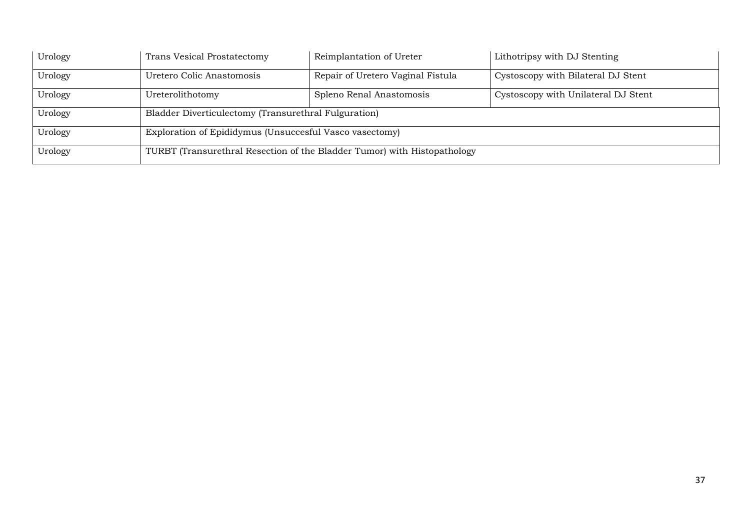| | | | |
|---|---|---|---|
| Urology | Trans Vesical Prostatectomy | Reimplantation of Ureter | Lithotripsy with DJ Stenting |
| Urology | Uretero Colic Anastomosis | Repair of Uretero Vaginal Fistula | Cystoscopy with Bilateral DJ Stent |
| Urology | Ureterolithotomy | Spleno Renal Anastomosis | Cystoscopy with Unilateral DJ Stent |
| Urology | Bladder Diverticulectomy (Transurethral Fulguration) | | |
| Urology | Exploration of Epididymus (Unsuccesful Vasco vasectomy) | | |
| Urology | TURBT (Transurethral Resection of the Bladder Tumor) with Histopathology | | |